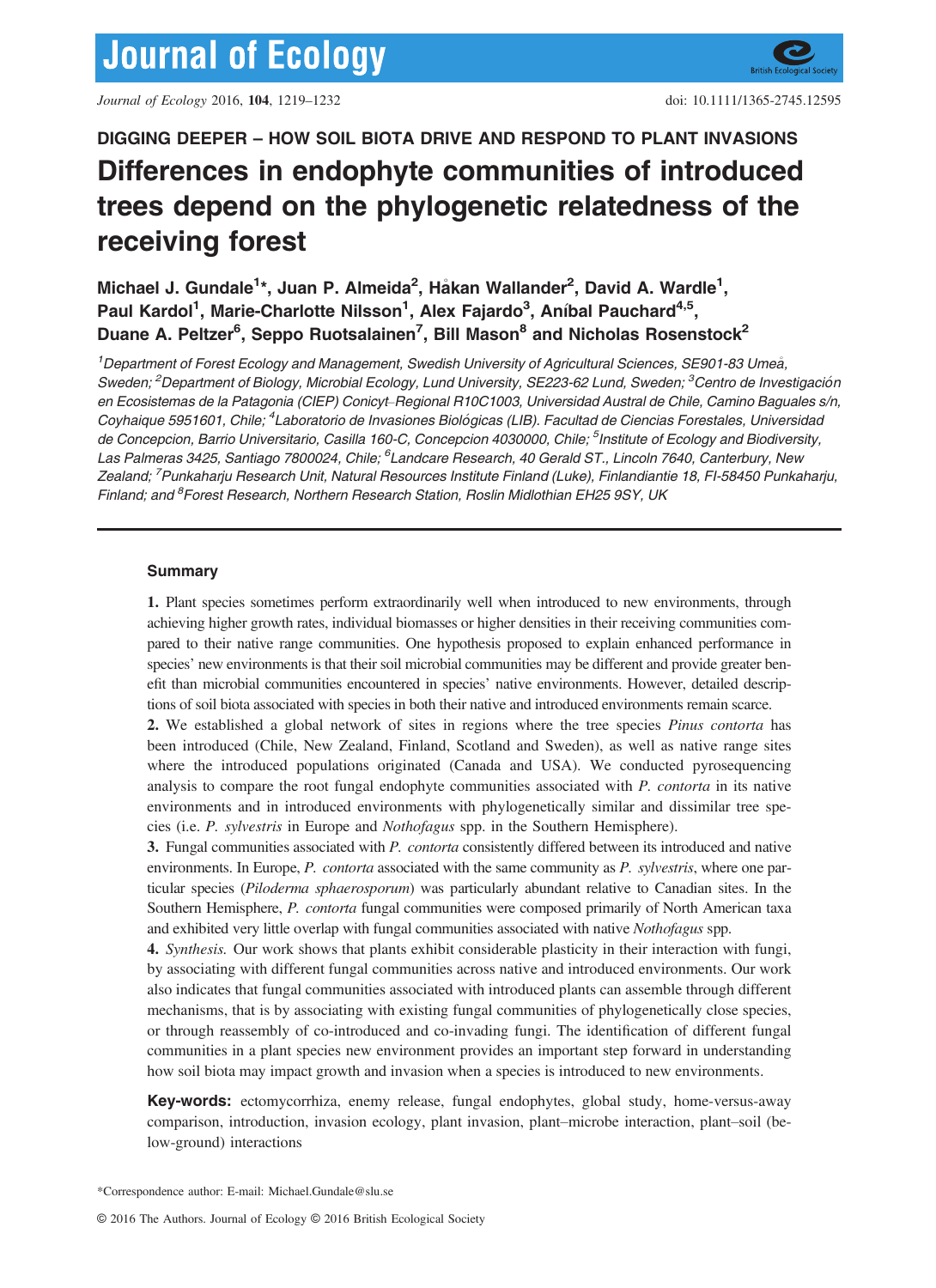DIGGING DEEPER – HOW SOIL BIOTA DRIVE AND RESPOND TO PLANT INVASIONS

# Differences in endophyte communities of introduced trees depend on the phylogenetic relatedness of the receiving forest

**Michael J. Gundale[1]\*, Juan P. Almeida[2], Håkan Wallander[2], David A. Wardle[1], Paul Kardol[1], Marie-Charlotte Nilsson[1], Alex Fajardo[3], Aníbal Pauchard[4,5], Duane A. Peltzer[6], Seppo Ruotsalainen[7], Bill Mason[8] and Nicholas Rosenstock[2]**

*[1]Department of Forest Ecology and Management, Swedish University of Agricultural Sciences, SE901-83 Umeå, Sweden; [2]Department of Biology, Microbial Ecology, Lund University, SE223-62 Lund, Sweden; [3]Centro de Investigación en Ecosistemas de la Patagonia (CIEP) Conicyt–Regional R10C1003, Universidad Austral de Chile, Camino Baguales s/n, Coyhaique 5951601, Chile; [4]Laboratorio de Invasiones Biológicas (LIB). Facultad de Ciencias Forestales, Universidad de Concepcion, Barrio Universitario, Casilla 160-C, Concepcion 4030000, Chile; [5]Institute of Ecology and Biodiversity, Las Palmeras 3425, Santiago 7800024, Chile; [6]Landcare Research, 40 Gerald ST., Lincoln 7640, Canterbury, New Zealand; [7]Punkaharju Research Unit, Natural Resources Institute Finland (Luke), Finlandiantie 18, FI-58450 Punkaharju, Finland; and [8]Forest Research, Northern Research Station, Roslin Midlothian EH25 9SY, UK*

## Summary

**1.** Plant species sometimes perform extraordinarily well when introduced to new environments, through achieving higher growth rates, individual biomasses or higher densities in their receiving communities compared to their native range communities. One hypothesis proposed to explain enhanced performance in species' new environments is that their soil microbial communities may be different and provide greater benefit than microbial communities encountered in species' native environments. However, detailed descriptions of soil biota associated with species in both their native and introduced environments remain scarce.

**2.** We established a global network of sites in regions where the tree species *Pinus contorta* has been introduced (Chile, New Zealand, Finland, Scotland and Sweden), as well as native range sites where the introduced populations originated (Canada and USA). We conducted pyrosequencing analysis to compare the root fungal endophyte communities associated with *P. contorta* in its native environments and in introduced environments with phylogenetically similar and dissimilar tree species (i.e. *P. sylvestris* in Europe and *Nothofagus* spp. in the Southern Hemisphere).

**3.** Fungal communities associated with *P. contorta* consistently differed between its introduced and native environments. In Europe, *P. contorta* associated with the same community as *P. sylvestris*, where one particular species (*Piloderma sphaerosporum*) was particularly abundant relative to Canadian sites. In the Southern Hemisphere, *P. contorta* fungal communities were composed primarily of North American taxa and exhibited very little overlap with fungal communities associated with native *Nothofagus* spp.

**4.** *Synthesis.* Our work shows that plants exhibit considerable plasticity in their interaction with fungi, by associating with different fungal communities across native and introduced environments. Our work also indicates that fungal communities associated with introduced plants can assemble through different mechanisms, that is by associating with existing fungal communities of phylogenetically close species, or through reassembly of co-introduced and co-invading fungi. The identification of different fungal communities in a plant species new environment provides an important step forward in understanding how soil biota may impact growth and invasion when a species is introduced to new environments.

**Key-words:** ectomycorrhiza, enemy release, fungal endophytes, global study, home-versus-away comparison, introduction, invasion ecology, plant invasion, plant–microbe interaction, plant–soil (below-ground) interactions

\*Correspondence author: E-mail: Michael.Gundale@slu.se

© 2016 The Authors. Journal of Ecology © 2016 British Ecological Society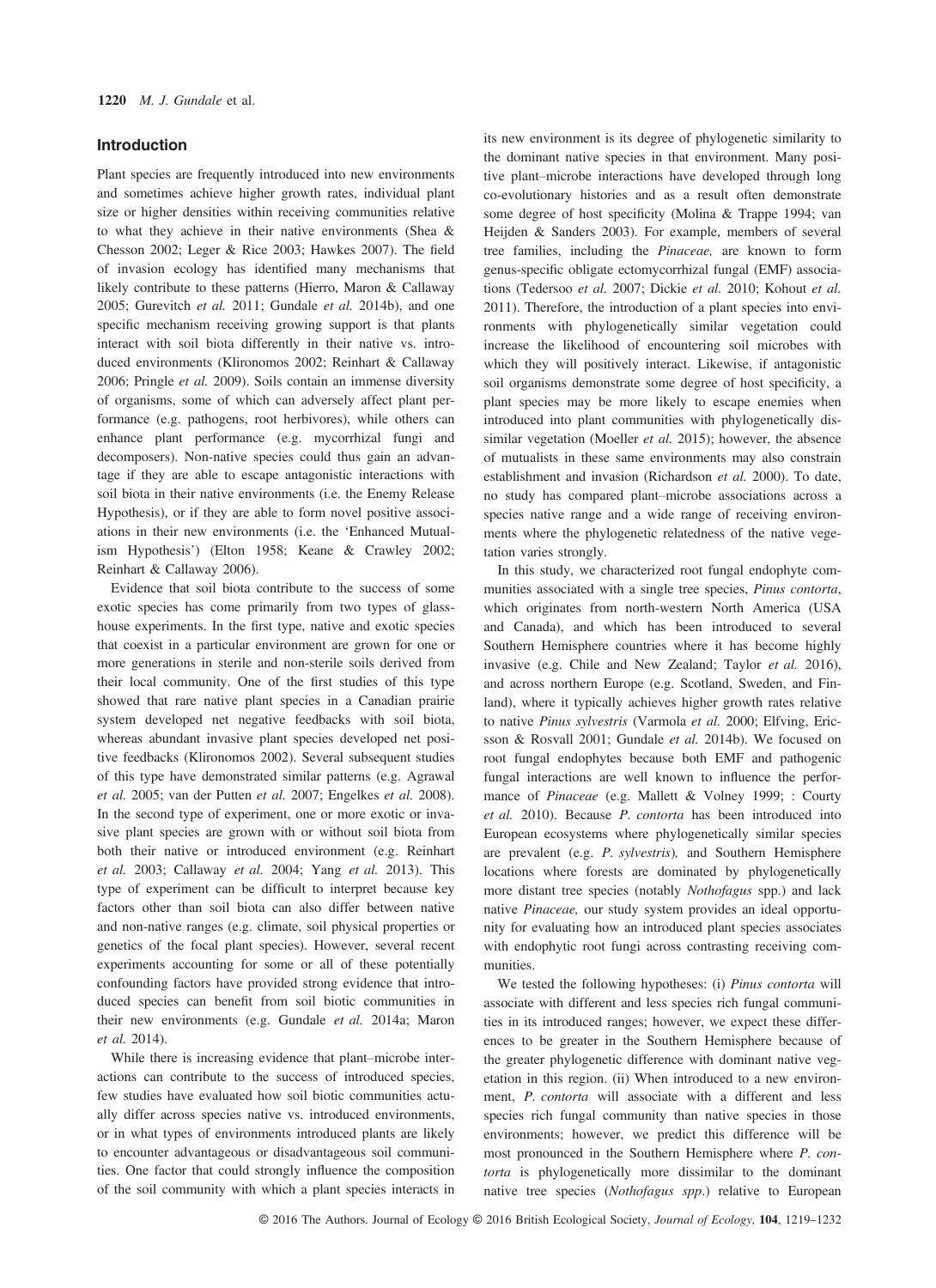## Introduction

Plant species are frequently introduced into new environments and sometimes achieve higher growth rates, individual plant size or higher densities within receiving communities relative to what they achieve in their native environments (Shea & Chesson 2002; Leger & Rice 2003; Hawkes 2007). The field of invasion ecology has identified many mechanisms that likely contribute to these patterns (Hierro, Maron & Callaway 2005; Gurevitch *et al.* 2011; Gundale *et al.* 2014b), and one specific mechanism receiving growing support is that plants interact with soil biota differently in their native vs. introduced environments (Klironomos 2002; Reinhart & Callaway 2006; Pringle *et al.* 2009). Soils contain an immense diversity of organisms, some of which can adversely affect plant performance (e.g. pathogens, root herbivores), while others can enhance plant performance (e.g. mycorrhizal fungi and decomposers). Non-native species could thus gain an advantage if they are able to escape antagonistic interactions with soil biota in their native environments (i.e. the Enemy Release Hypothesis), or if they are able to form novel positive associations in their new environments (i.e. the 'Enhanced Mutualism Hypothesis') (Elton 1958; Keane & Crawley 2002; Reinhart & Callaway 2006).

Evidence that soil biota contribute to the success of some exotic species has come primarily from two types of glasshouse experiments. In the first type, native and exotic species that coexist in a particular environment are grown for one or more generations in sterile and non-sterile soils derived from their local community. One of the first studies of this type showed that rare native plant species in a Canadian prairie system developed net negative feedbacks with soil biota, whereas abundant invasive plant species developed net positive feedbacks (Klironomos 2002). Several subsequent studies of this type have demonstrated similar patterns (e.g. Agrawal *et al.* 2005; van der Putten *et al.* 2007; Engelkes *et al.* 2008). In the second type of experiment, one or more exotic or invasive plant species are grown with or without soil biota from both their native or introduced environment (e.g. Reinhart *et al.* 2003; Callaway *et al.* 2004; Yang *et al.* 2013). This type of experiment can be difficult to interpret because key factors other than soil biota can also differ between native and non-native ranges (e.g. climate, soil physical properties or genetics of the focal plant species). However, several recent experiments accounting for some or all of these potentially confounding factors have provided strong evidence that introduced species can benefit from soil biotic communities in their new environments (e.g. Gundale *et al.* 2014a; Maron *et al.* 2014).

While there is increasing evidence that plant–microbe interactions can contribute to the success of introduced species, few studies have evaluated how soil biotic communities actually differ across species native vs. introduced environments, or in what types of environments introduced plants are likely to encounter advantageous or disadvantageous soil communities. One factor that could strongly influence the composition of the soil community with which a plant species interacts in its new environment is its degree of phylogenetic similarity to the dominant native species in that environment. Many positive plant–microbe interactions have developed through long co-evolutionary histories and as a result often demonstrate some degree of host specificity (Molina & Trappe 1994; van Heijden & Sanders 2003). For example, members of several tree families, including the *Pinaceae,* are known to form genus-specific obligate ectomycorrhizal fungal (EMF) associations (Tedersoo *et al.* 2007; Dickie *et al.* 2010; Kohout *et al.* 2011). Therefore, the introduction of a plant species into environments with phylogenetically similar vegetation could increase the likelihood of encountering soil microbes with which they will positively interact. Likewise, if antagonistic soil organisms demonstrate some degree of host specificity, a plant species may be more likely to escape enemies when introduced into plant communities with phylogenetically dissimilar vegetation (Moeller *et al.* 2015); however, the absence of mutualists in these same environments may also constrain establishment and invasion (Richardson *et al.* 2000). To date, no study has compared plant–microbe associations across a species native range and a wide range of receiving environments where the phylogenetic relatedness of the native vegetation varies strongly.

In this study, we characterized root fungal endophyte communities associated with a single tree species, *Pinus contorta*, which originates from north-western North America (USA and Canada), and which has been introduced to several Southern Hemisphere countries where it has become highly invasive (e.g. Chile and New Zealand; Taylor *et al.* 2016), and across northern Europe (e.g. Scotland, Sweden, and Finland), where it typically achieves higher growth rates relative to native *Pinus sylvestris* (Varmola *et al.* 2000; Elfving, Ericsson & Rosvall 2001; Gundale *et al.* 2014b). We focused on root fungal endophytes because both EMF and pathogenic fungal interactions are well known to influence the performance of *Pinaceae* (e.g. Mallett & Volney 1999; : Courty *et al.* 2010). Because *P. contorta* has been introduced into European ecosystems where phylogenetically similar species are prevalent (e.g. *P. sylvestris*)*,* and Southern Hemisphere locations where forests are dominated by phylogenetically more distant tree species (notably *Nothofagus* spp.) and lack native *Pinaceae,* our study system provides an ideal opportunity for evaluating how an introduced plant species associates with endophytic root fungi across contrasting receiving communities.

We tested the following hypotheses: (i) *Pinus contorta* will associate with different and less species rich fungal communities in its introduced ranges; however, we expect these differences to be greater in the Southern Hemisphere because of the greater phylogenetic difference with dominant native vegetation in this region. (ii) When introduced to a new environment, *P. contorta* will associate with a different and less species rich fungal community than native species in those environments; however, we predict this difference will be most pronounced in the Southern Hemisphere where *P. contorta* is phylogenetically more dissimilar to the dominant native tree species (*Nothofagus spp*.) relative to European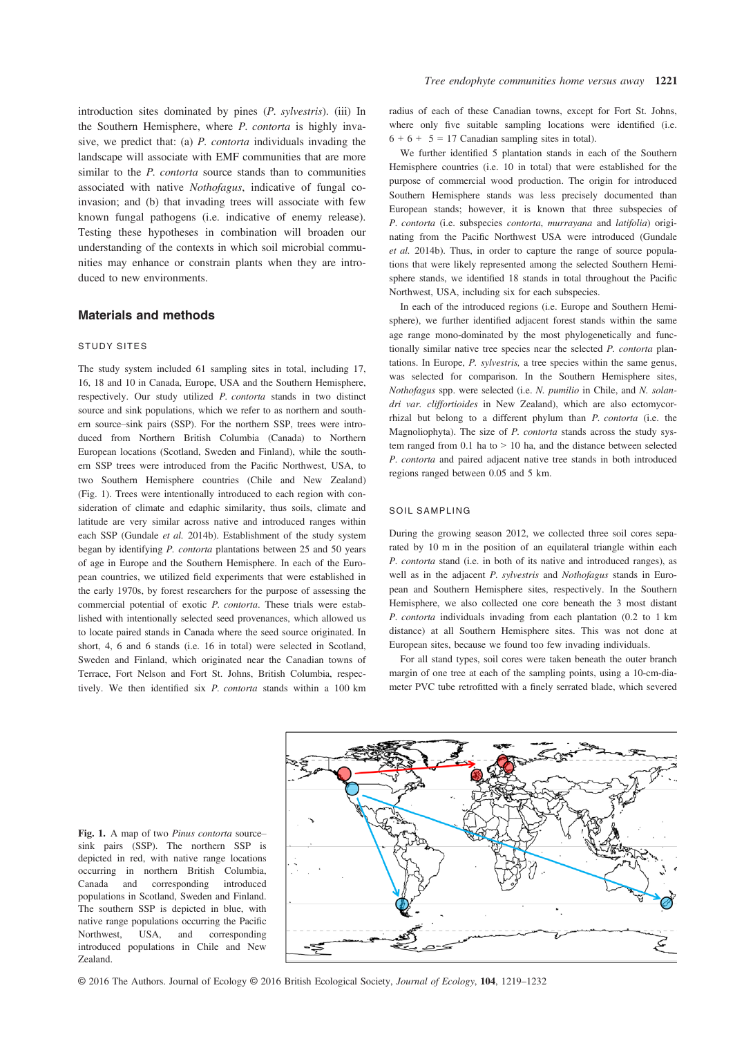introduction sites dominated by pines (*P. sylvestris*). (iii) In the Southern Hemisphere, where *P. contorta* is highly invasive, we predict that: (a) *P. contorta* individuals invading the landscape will associate with EMF communities that are more similar to the *P. contorta* source stands than to communities associated with native *Nothofagus*, indicative of fungal co-invasion; and (b) that invading trees will associate with few known fungal pathogens (i.e. indicative of enemy release). Testing these hypotheses in combination will broaden our understanding of the contexts in which soil microbial communities may enhance or constrain plants when they are introduced to new environments.

## Materials and methods

### STUDY SITES

The study system included 61 sampling sites in total, including 17, 16, 18 and 10 in Canada, Europe, USA and the Southern Hemisphere, respectively. Our study utilized *P. contorta* stands in two distinct source and sink populations, which we refer to as northern and southern source–sink pairs (SSP). For the northern SSP, trees were introduced from Northern British Columbia (Canada) to Northern European locations (Scotland, Sweden and Finland), while the southern SSP trees were introduced from the Pacific Northwest, USA, to two Southern Hemisphere countries (Chile and New Zealand) (Fig. 1). Trees were intentionally introduced to each region with consideration of climate and edaphic similarity, thus soils, climate and latitude are very similar across native and introduced ranges within each SSP (Gundale *et al.* 2014b). Establishment of the study system began by identifying *P. contorta* plantations between 25 and 50 years of age in Europe and the Southern Hemisphere. In each of the European countries, we utilized field experiments that were established in the early 1970s, by forest researchers for the purpose of assessing the commercial potential of exotic *P. contorta*. These trials were established with intentionally selected seed provenances, which allowed us to locate paired stands in Canada where the seed source originated. In short, 4, 6 and 6 stands (i.e. 16 in total) were selected in Scotland, Sweden and Finland, which originated near the Canadian towns of Terrace, Fort Nelson and Fort St. Johns, British Columbia, respectively. We then identified six *P. contorta* stands within a 100 km radius of each of these Canadian towns, except for Fort St. Johns, where only five suitable sampling locations were identified (i.e. 6 + 6 + 5 = 17 Canadian sampling sites in total).

We further identified 5 plantation stands in each of the Southern Hemisphere countries (i.e. 10 in total) that were established for the purpose of commercial wood production. The origin for introduced Southern Hemisphere stands was less precisely documented than European stands; however, it is known that three subspecies of *P. contorta* (i.e. subspecies *contorta*, *murrayana* and *latifolia*) originating from the Pacific Northwest USA were introduced (Gundale *et al.* 2014b). Thus, in order to capture the range of source populations that were likely represented among the selected Southern Hemisphere stands, we identified 18 stands in total throughout the Pacific Northwest, USA, including six for each subspecies.

In each of the introduced regions (i.e. Europe and Southern Hemisphere), we further identified adjacent forest stands within the same age range mono-dominated by the most phylogenetically and functionally similar native tree species near the selected *P. contorta* plantations. In Europe, *P. sylvestris,* a tree species within the same genus, was selected for comparison. In the Southern Hemisphere sites, *Nothofagus* spp. were selected (i.e. *N. pumilio* in Chile, and *N. solandri var. cliffortioides* in New Zealand), which are also ectomycorrhizal but belong to a different phylum than *P. contorta* (i.e. the Magnoliophyta). The size of *P. contorta* stands across the study system ranged from 0.1 ha to > 10 ha, and the distance between selected *P. contorta* and paired adjacent native tree stands in both introduced regions ranged between 0.05 and 5 km.

### SOIL SAMPLING

During the growing season 2012, we collected three soil cores separated by 10 m in the position of an equilateral triangle within each *P. contorta* stand (i.e. in both of its native and introduced ranges), as well as in the adjacent *P. sylvestris* and *Nothofagus* stands in European and Southern Hemisphere sites, respectively. In the Southern Hemisphere, we also collected one core beneath the 3 most distant *P. contorta* individuals invading from each plantation (0.2 to 1 km distance) at all Southern Hemisphere sites. This was not done at European sites, because we found too few invading individuals.

For all stand types, soil cores were taken beneath the outer branch margin of one tree at each of the sampling points, using a 10-cm-diameter PVC tube retrofitted with a finely serrated blade, which severed

**Fig. 1.** A map of two *Pinus contorta* source–sink pairs (SSP). The northern SSP is depicted in red, with native range locations occurring in northern British Columbia, Canada and corresponding introduced populations in Scotland, Sweden and Finland. The southern SSP is depicted in blue, with native range populations occurring the Pacific Northwest, USA, and corresponding introduced populations in Chile and New Zealand.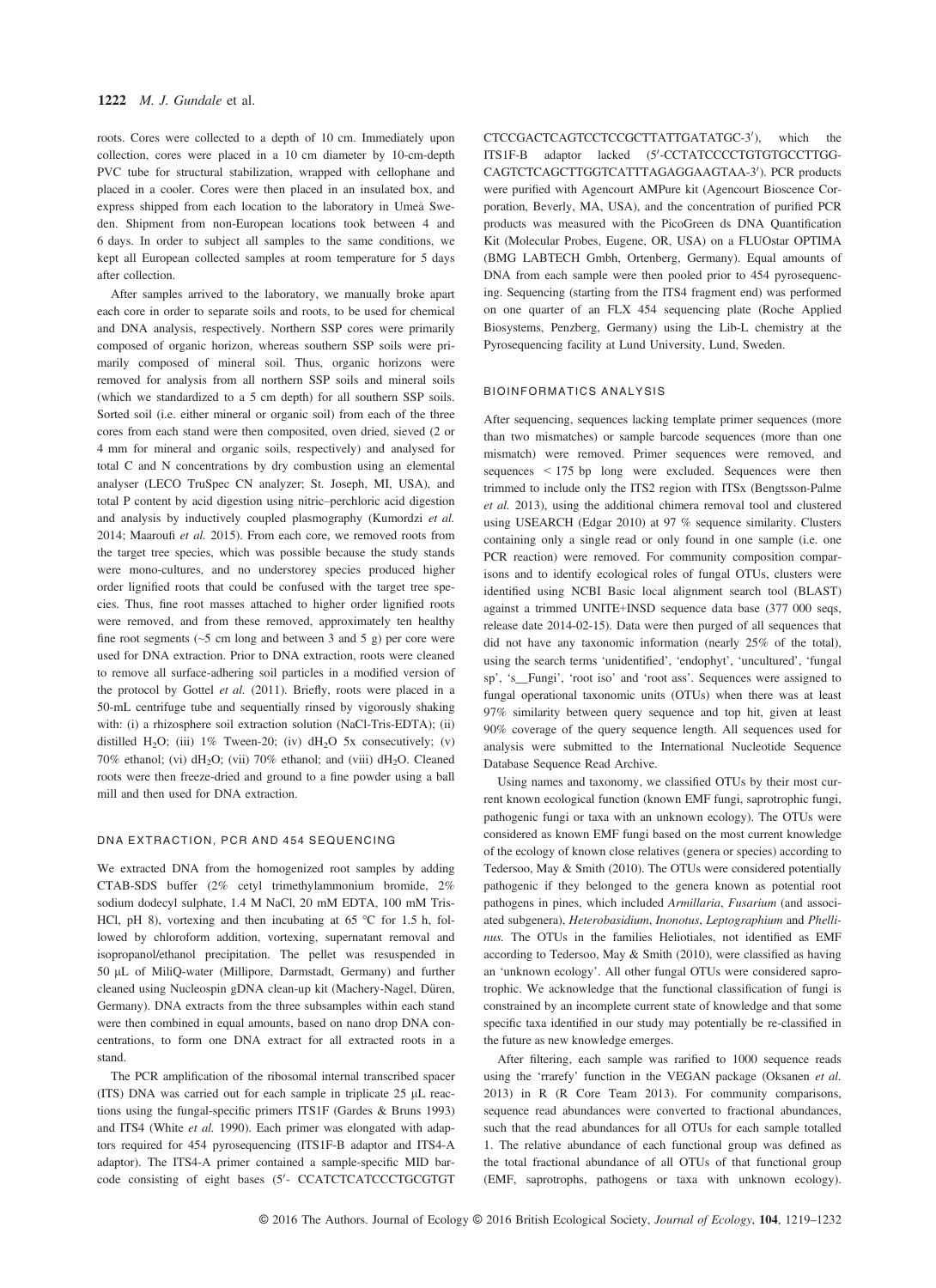roots. Cores were collected to a depth of 10 cm. Immediately upon collection, cores were placed in a 10 cm diameter by 10-cm-depth PVC tube for structural stabilization, wrapped with cellophane and placed in a cooler. Cores were then placed in an insulated box, and express shipped from each location to the laboratory in Umeå Sweden. Shipment from non-European locations took between 4 and 6 days. In order to subject all samples to the same conditions, we kept all European collected samples at room temperature for 5 days after collection.

After samples arrived to the laboratory, we manually broke apart each core in order to separate soils and roots, to be used for chemical and DNA analysis, respectively. Northern SSP cores were primarily composed of organic horizon, whereas southern SSP soils were primarily composed of mineral soil. Thus, organic horizons were removed for analysis from all northern SSP soils and mineral soils (which we standardized to a 5 cm depth) for all southern SSP soils. Sorted soil (i.e. either mineral or organic soil) from each of the three cores from each stand were then composited, oven dried, sieved (2 or 4 mm for mineral and organic soils, respectively) and analysed for total C and N concentrations by dry combustion using an elemental analyser (LECO TruSpec CN analyzer; St. Joseph, MI, USA), and total P content by acid digestion using nitric–perchloric acid digestion and analysis by inductively coupled plasmography (Kumordzi *et al.* 2014; Maaroufi *et al.* 2015). From each core, we removed roots from the target tree species, which was possible because the study stands were mono-cultures, and no understorey species produced higher order lignified roots that could be confused with the target tree species. Thus, fine root masses attached to higher order lignified roots were removed, and from these removed, approximately ten healthy fine root segments (~5 cm long and between 3 and 5 g) per core were used for DNA extraction. Prior to DNA extraction, roots were cleaned to remove all surface-adhering soil particles in a modified version of the protocol by Gottel *et al.* (2011). Briefly, roots were placed in a 50-mL centrifuge tube and sequentially rinsed by vigorously shaking with: (i) a rhizosphere soil extraction solution (NaCl-Tris-EDTA); (ii) distilled $H_2O$; (iii) 1% Tween-20; (iv) $dH_2O$ 5x consecutively; (v) 70% ethanol; (vi) $dH_2O$; (vii) 70% ethanol; and (viii) $dH_2O$. Cleaned roots were then freeze-dried and ground to a fine powder using a ball mill and then used for DNA extraction.

### DNA EXTRACTION, PCR AND 454 SEQUENCING

We extracted DNA from the homogenized root samples by adding CTAB-SDS buffer (2% cetyl trimethylammonium bromide, 2% sodium dodecyl sulphate, 1.4 M NaCl, 20 mM EDTA, 100 mM Tris-HCl, pH 8), vortexing and then incubating at 65 °C for 1.5 h, followed by chloroform addition, vortexing, supernatant removal and isopropanol/ethanol precipitation. The pellet was resuspended in 50 μL of MiliQ-water (Millipore, Darmstadt, Germany) and further cleaned using Nucleospin gDNA clean-up kit (Machery-Nagel, Düren, Germany). DNA extracts from the three subsamples within each stand were then combined in equal amounts, based on nano drop DNA concentrations, to form one DNA extract for all extracted roots in a stand.

The PCR amplification of the ribosomal internal transcribed spacer (ITS) DNA was carried out for each sample in triplicate 25 μL reactions using the fungal-specific primers ITS1F (Gardes & Bruns 1993) and ITS4 (White *et al.* 1990). Each primer was elongated with adaptors required for 454 pyrosequencing (ITS1F-B adaptor and ITS4-A adaptor). The ITS4-A primer contained a sample-specific MID barcode consisting of eight bases (5′- CCATCTCATCCCTGCGTGT CTCCGACTCAGTCCTCCGCTTATTGATATGC-3′), which the ITS1F-B adaptor lacked (5′-CCTATCCCCTGTGTGCCTTGG-CAGTCTCAGCTTGGTCATTTAGAGGAAGTAA-3′). PCR products were purified with Agencourt AMPure kit (Agencourt Bioscence Corporation, Beverly, MA, USA), and the concentration of purified PCR products was measured with the PicoGreen ds DNA Quantification Kit (Molecular Probes, Eugene, OR, USA) on a FLUOstar OPTIMA (BMG LABTECH Gmbh, Ortenberg, Germany). Equal amounts of DNA from each sample were then pooled prior to 454 pyrosequencing. Sequencing (starting from the ITS4 fragment end) was performed on one quarter of an FLX 454 sequencing plate (Roche Applied Biosystems, Penzberg, Germany) using the Lib-L chemistry at the Pyrosequencing facility at Lund University, Lund, Sweden.

### BIOINFORMATICS ANALYSIS

After sequencing, sequences lacking template primer sequences (more than two mismatches) or sample barcode sequences (more than one mismatch) were removed. Primer sequences were removed, and sequences < 175 bp long were excluded. Sequences were then trimmed to include only the ITS2 region with ITSx (Bengtsson-Palme *et al.* 2013), using the additional chimera removal tool and clustered using USEARCH (Edgar 2010) at 97 % sequence similarity. Clusters containing only a single read or only found in one sample (i.e. one PCR reaction) were removed. For community composition comparisons and to identify ecological roles of fungal OTUs, clusters were identified using NCBI Basic local alignment search tool (BLAST) against a trimmed UNITE+INSD sequence data base (377 000 seqs, release date 2014-02-15). Data were then purged of all sequences that did not have any taxonomic information (nearly 25% of the total), using the search terms 'unidentified', 'endophyt', 'uncultured', 'fungal sp', 's__Fungi', 'root iso' and 'root ass'. Sequences were assigned to fungal operational taxonomic units (OTUs) when there was at least 97% similarity between query sequence and top hit, given at least 90% coverage of the query sequence length. All sequences used for analysis were submitted to the International Nucleotide Sequence Database Sequence Read Archive.

Using names and taxonomy, we classified OTUs by their most current known ecological function (known EMF fungi, saprotrophic fungi, pathogenic fungi or taxa with an unknown ecology). The OTUs were considered as known EMF fungi based on the most current knowledge of the ecology of known close relatives (genera or species) according to Tedersoo, May & Smith (2010). The OTUs were considered potentially pathogenic if they belonged to the genera known as potential root pathogens in pines, which included *Armillaria*, *Fusarium* (and associated subgenera), *Heterobasidium*, *Inonotus*, *Leptographium* and *Phellinus.* The OTUs in the families Heliotiales, not identified as EMF according to Tedersoo, May & Smith (2010), were classified as having an 'unknown ecology'. All other fungal OTUs were considered saprotrophic. We acknowledge that the functional classification of fungi is constrained by an incomplete current state of knowledge and that some specific taxa identified in our study may potentially be re-classified in the future as new knowledge emerges.

After filtering, each sample was rarified to 1000 sequence reads using the 'rrarefy' function in the VEGAN package (Oksanen *et al.* 2013) in R (R Core Team 2013). For community comparisons, sequence read abundances were converted to fractional abundances, such that the read abundances for all OTUs for each sample totalled 1. The relative abundance of each functional group was defined as the total fractional abundance of all OTUs of that functional group (EMF, saprotrophs, pathogens or taxa with unknown ecology).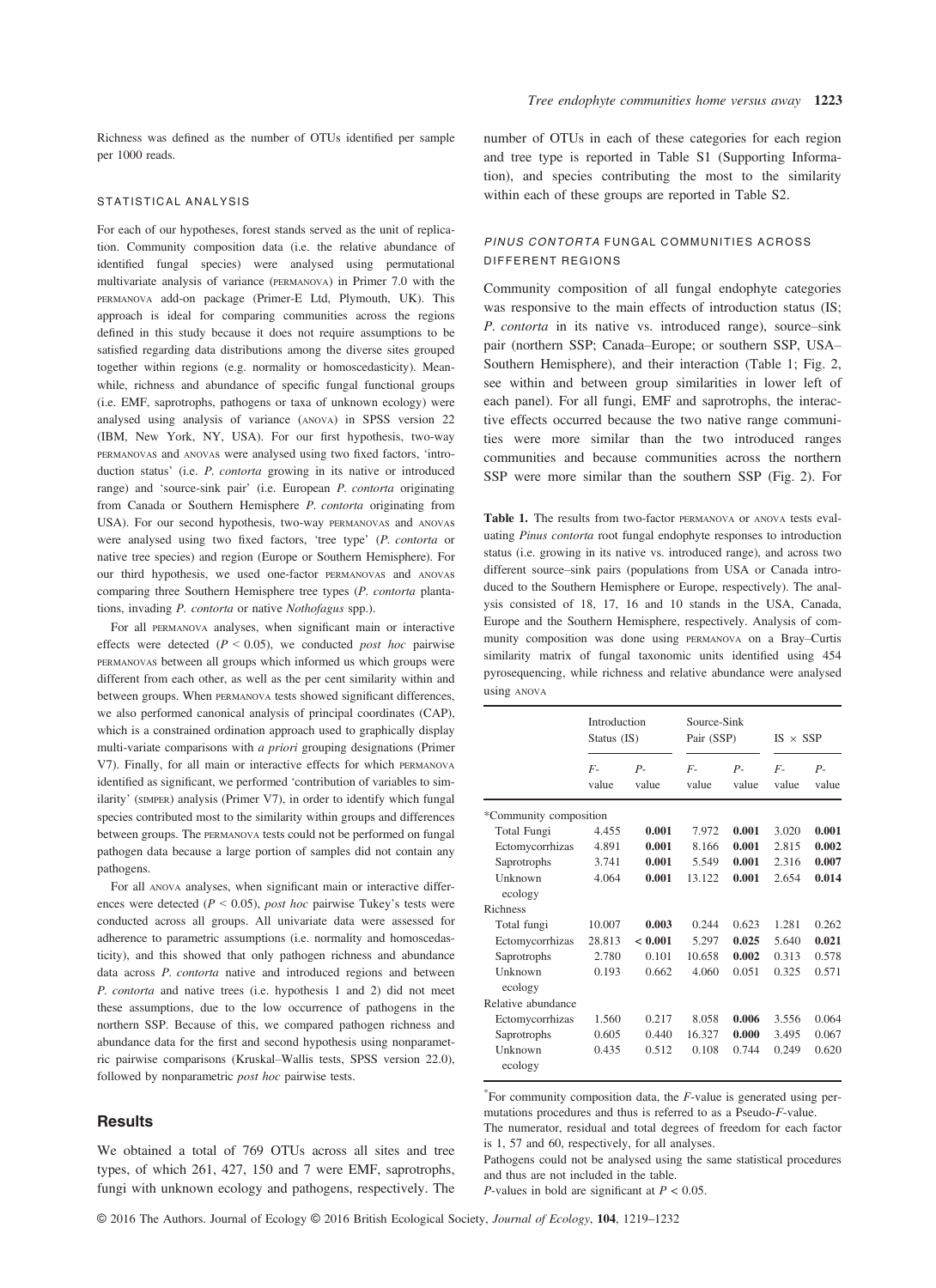Richness was defined as the number of OTUs identified per sample per 1000 reads.

### STATISTICAL ANALYSIS

For each of our hypotheses, forest stands served as the unit of replication. Community composition data (i.e. the relative abundance of identified fungal species) were analysed using permutational multivariate analysis of variance (PERMANOVA) in Primer 7.0 with the PERMANOVA add-on package (Primer-E Ltd, Plymouth, UK). This approach is ideal for comparing communities across the regions defined in this study because it does not require assumptions to be satisfied regarding data distributions among the diverse sites grouped together within regions (e.g. normality or homoscedasticity). Meanwhile, richness and abundance of specific fungal functional groups (i.e. EMF, saprotrophs, pathogens or taxa of unknown ecology) were analysed using analysis of variance (ANOVA) in SPSS version 22 (IBM, New York, NY, USA). For our first hypothesis, two-way PERMANOVAS and ANOVAS were analysed using two fixed factors, 'introduction status' (i.e. *P. contorta* growing in its native or introduced range) and 'source-sink pair' (i.e. European *P. contorta* originating from Canada or Southern Hemisphere *P. contorta* originating from USA). For our second hypothesis, two-way PERMANOVAS and ANOVAS were analysed using two fixed factors, 'tree type' (*P. contorta* or native tree species) and region (Europe or Southern Hemisphere). For our third hypothesis, we used one-factor PERMANOVAS and ANOVAS comparing three Southern Hemisphere tree types (*P. contorta* plantations, invading *P. contorta* or native *Nothofagus* spp.).

For all PERMANOVA analyses, when significant main or interactive effects were detected ($P < 0.05$), we conducted *post hoc* pairwise PERMANOVAS between all groups which informed us which groups were different from each other, as well as the per cent similarity within and between groups. When PERMANOVA tests showed significant differences, we also performed canonical analysis of principal coordinates (CAP), which is a constrained ordination approach used to graphically display multi-variate comparisons with *a priori* grouping designations (Primer V7). Finally, for all main or interactive effects for which PERMANOVA identified as significant, we performed 'contribution of variables to similarity' (SIMPER) analysis (Primer V7), in order to identify which fungal species contributed most to the similarity within groups and differences between groups. The PERMANOVA tests could not be performed on fungal pathogen data because a large portion of samples did not contain any pathogens.

For all ANOVA analyses, when significant main or interactive differences were detected ($P < 0.05$), *post hoc* pairwise Tukey's tests were conducted across all groups. All univariate data were assessed for adherence to parametric assumptions (i.e. normality and homoscedasticity), and this showed that only pathogen richness and abundance data across *P. contorta* native and introduced regions and between *P. contorta* and native trees (i.e. hypothesis 1 and 2) did not meet these assumptions, due to the low occurrence of pathogens in the northern SSP. Because of this, we compared pathogen richness and abundance data for the first and second hypothesis using nonparametric pairwise comparisons (Kruskal–Wallis tests, SPSS version 22.0), followed by nonparametric *post hoc* pairwise tests.

## Results

We obtained a total of 769 OTUs across all sites and tree types, of which 261, 427, 150 and 7 were EMF, saprotrophs, fungi with unknown ecology and pathogens, respectively. The number of OTUs in each of these categories for each region and tree type is reported in Table S1 (Supporting Information), and species contributing the most to the similarity within each of these groups are reported in Table S2.

### PINUS CONTORTA FUNGAL COMMUNITIES ACROSS DIFFERENT REGIONS

Community composition of all fungal endophyte categories was responsive to the main effects of introduction status (IS; *P. contorta* in its native vs. introduced range), source–sink pair (northern SSP; Canada–Europe; or southern SSP, USA–Southern Hemisphere), and their interaction (Table 1; Fig. 2, see within and between group similarities in lower left of each panel). For all fungi, EMF and saprotrophs, the interactive effects occurred because the two native range communities were more similar than the two introduced ranges communities and because communities across the northern SSP were more similar than the southern SSP (Fig. 2). For

**Table 1.** The results from two-factor PERMANOVA or ANOVA tests evaluating *Pinus contorta* root fungal endophyte responses to introduction status (i.e. growing in its native vs. introduced range), and across two different source–sink pairs (populations from USA or Canada introduced to the Southern Hemisphere or Europe, respectively). The analysis consisted of 18, 17, 16 and 10 stands in the USA, Canada, Europe and the Southern Hemisphere, respectively. Analysis of community composition was done using PERMANOVA on a Bray–Curtis similarity matrix of fungal taxonomic units identified using 454 pyrosequencing, while richness and relative abundance were analysed using ANOVA

| | Introduction Status (IS) | | Source-Sink Pair (SSP) | | IS × SSP | |
|---|---|---|---|---|---|---|
| | *F*-value | *P*-value | *F*-value | *P*-value | *F*-value | *P*-value |
| *Community composition | | | | | | |
| Total Fungi | 4.455 | **0.001** | 7.972 | **0.001** | 3.020 | **0.001** |
| Ectomycorrhizas | 4.891 | **0.001** | 8.166 | **0.001** | 2.815 | **0.002** |
| Saprotrophs | 3.741 | **0.001** | 5.549 | **0.001** | 2.316 | **0.007** |
| Unknown ecology | 4.064 | **0.001** | 13.122 | **0.001** | 2.654 | **0.014** |
| Richness | | | | | | |
| Total fungi | 10.007 | **0.003** | 0.244 | 0.623 | 1.281 | 0.262 |
| Ectomycorrhizas | 28.813 | **< 0.001** | 5.297 | **0.025** | 5.640 | **0.021** |
| Saprotrophs | 2.780 | 0.101 | 10.658 | **0.002** | 0.313 | 0.578 |
| Unknown ecology | 0.193 | 0.662 | 4.060 | 0.051 | 0.325 | 0.571 |
| Relative abundance | | | | | | |
| Ectomycorrhizas | 1.560 | 0.217 | 8.058 | **0.006** | 3.556 | 0.064 |
| Saprotrophs | 0.605 | 0.440 | 16.327 | **0.000** | 3.495 | 0.067 |
| Unknown ecology | 0.435 | 0.512 | 0.108 | 0.744 | 0.249 | 0.620 |

*For community composition data, the *F*-value is generated using permutations procedures and thus is referred to as a Pseudo-*F*-value.
The numerator, residual and total degrees of freedom for each factor is 1, 57 and 60, respectively, for all analyses.
Pathogens could not be analysed using the same statistical procedures and thus are not included in the table.
*P*-values in bold are significant at $P < 0.05$.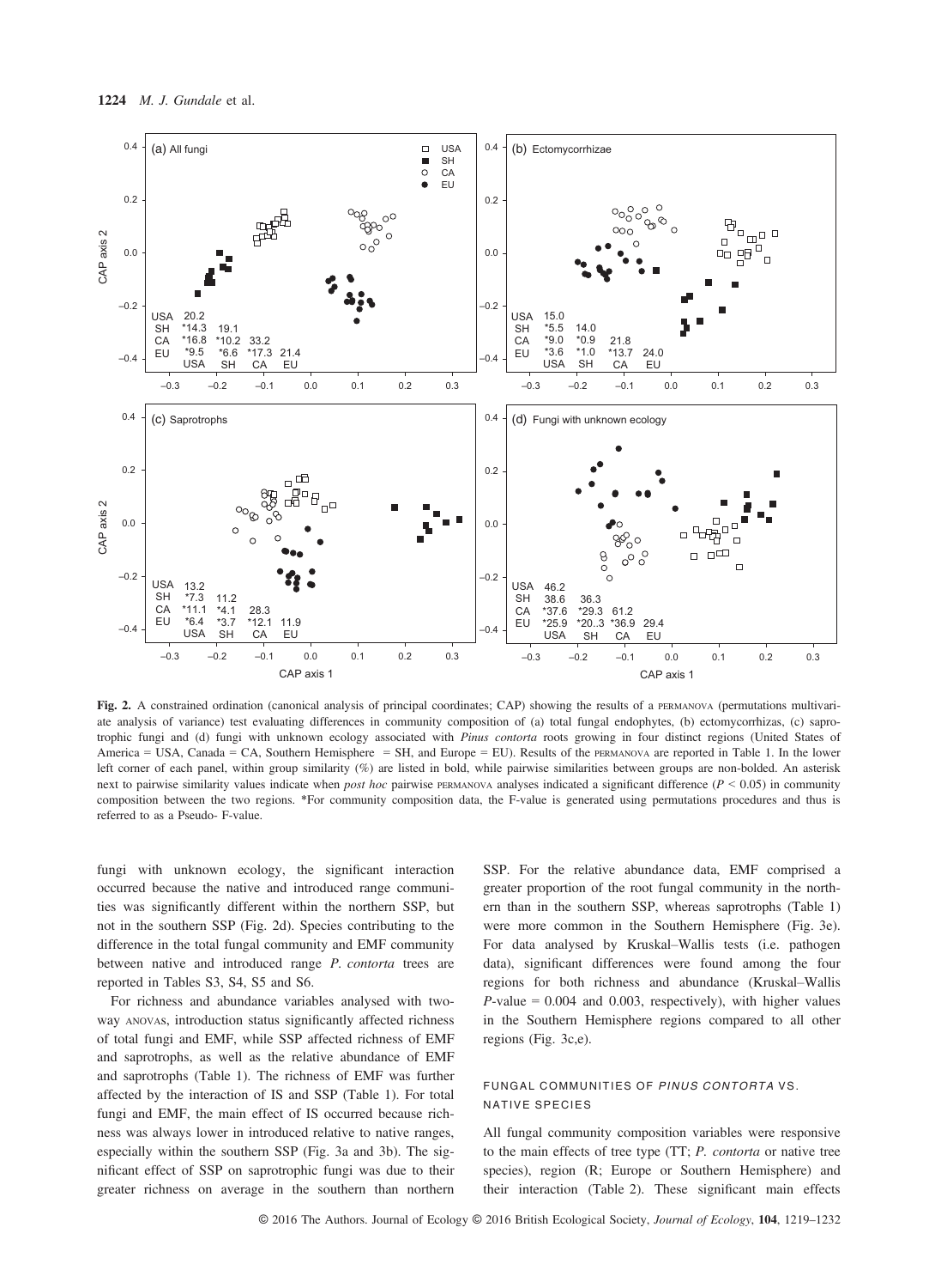Fig. 2. A constrained ordination (canonical analysis of principal coordinates; CAP) showing the results of a PERMANOVA (permutations multivariate analysis of variance) test evaluating differences in community composition of (a) total fungal endophytes, (b) ectomycorrhizas, (c) saprotrophic fungi and (d) fungi with unknown ecology associated with *Pinus contorta* roots growing in four distinct regions (United States of America = USA, Canada = CA, Southern Hemisphere = SH, and Europe = EU). Results of the PERMANOVA are reported in Table 1. In the lower left corner of each panel, within group similarity (%) are listed in bold, while pairwise similarities between groups are non-bolded. An asterisk next to pairwise similarity values indicate when *post hoc* pairwise PERMANOVA analyses indicated a significant difference ($P < 0.05$) in community composition between the two regions. *For community composition data, the F-value is generated using permutations procedures and thus is referred to as a Pseudo- F-value.

fungi with unknown ecology, the significant interaction occurred because the native and introduced range communities was significantly different within the northern SSP, but not in the southern SSP (Fig. 2d). Species contributing to the difference in the total fungal community and EMF community between native and introduced range *P. contorta* trees are reported in Tables S3, S4, S5 and S6.

For richness and abundance variables analysed with two-way ANOVAS, introduction status significantly affected richness of total fungi and EMF, while SSP affected richness of EMF and saprotrophs, as well as the relative abundance of EMF and saprotrophs (Table 1). The richness of EMF was further affected by the interaction of IS and SSP (Table 1). For total fungi and EMF, the main effect of IS occurred because richness was always lower in introduced relative to native ranges, especially within the southern SSP (Fig. 3a and 3b). The significant effect of SSP on saprotrophic fungi was due to their greater richness on average in the southern than northern SSP. For the relative abundance data, EMF comprised a greater proportion of the root fungal community in the northern than in the southern SSP, whereas saprotrophs (Table 1) were more common in the Southern Hemisphere (Fig. 3e). For data analysed by Kruskal–Wallis tests (i.e. pathogen data), significant differences were found among the four regions for both richness and abundance (Kruskal–Wallis *P*-value = 0.004 and 0.003, respectively), with higher values in the Southern Hemisphere regions compared to all other regions (Fig. 3c,e).

## FUNGAL COMMUNITIES OF *PINUS CONTORTA* VS. NATIVE SPECIES

All fungal community composition variables were responsive to the main effects of tree type (TT; *P. contorta* or native tree species), region (R; Europe or Southern Hemisphere) and their interaction (Table 2). These significant main effects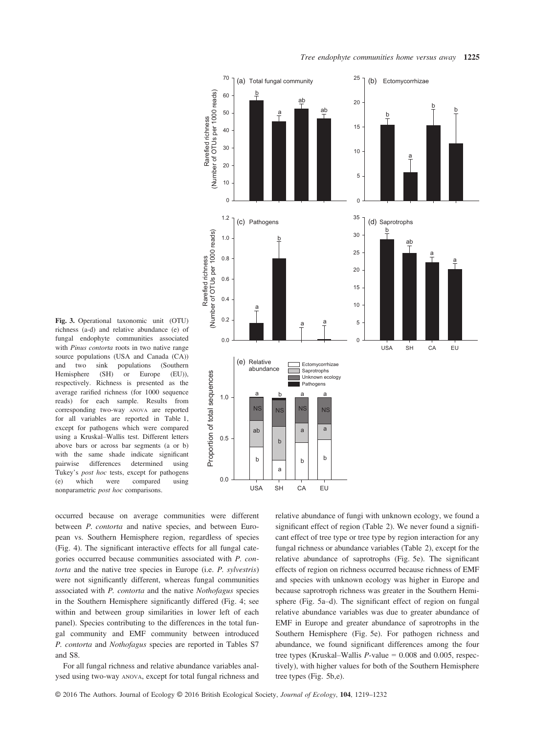Fig. 3. Operational taxonomic unit (OTU) richness (a-d) and relative abundance (e) of fungal endophyte communities associated with *Pinus contorta* roots in two native range source populations (USA and Canada (CA)) and two sink populations (Southern Hemisphere (SH) or Europe (EU)), respectively. Richness is presented as the average rarified richness (for 1000 sequence reads) for each sample. Results from corresponding two-way ANOVA are reported for all variables are reported in Table 1, except for pathogens which were compared using a Kruskal–Wallis test. Different letters above bars or across bar segments (a or b) with the same shade indicate significant pairwise differences determined using Tukey's *post hoc* tests, except for pathogens (e) which were compared using nonparametric *post hoc* comparisons.

occurred because on average communities were different between *P. contorta* and native species, and between European vs. Southern Hemisphere region, regardless of species (Fig. 4). The significant interactive effects for all fungal categories occurred because communities associated with *P. contorta* and the native tree species in Europe (i.e. *P. sylvestris*) were not significantly different, whereas fungal communities associated with *P. contorta* and the native *Nothofagus* species in the Southern Hemisphere significantly differed (Fig. 4; see within and between group similarities in lower left of each panel). Species contributing to the differences in the total fungal community and EMF community between introduced *P. contorta* and *Nothofagus* species are reported in Tables S7 and S8.

For all fungal richness and relative abundance variables analysed using two-way ANOVA, except for total fungal richness and relative abundance of fungi with unknown ecology, we found a significant effect of region (Table 2). We never found a significant effect of tree type or tree type by region interaction for any fungal richness or abundance variables (Table 2), except for the relative abundance of saprotrophs (Fig. 5e). The significant effects of region on richness occurred because richness of EMF and species with unknown ecology was higher in Europe and because saprotroph richness was greater in the Southern Hemisphere (Fig. 5a–d). The significant effect of region on fungal relative abundance variables was due to greater abundance of EMF in Europe and greater abundance of saprotrophs in the Southern Hemisphere (Fig. 5e). For pathogen richness and abundance, we found significant differences among the four tree types (Kruskal–Wallis *P*-value = 0.008 and 0.005, respectively), with higher values for both of the Southern Hemisphere tree types (Fig. 5b,e).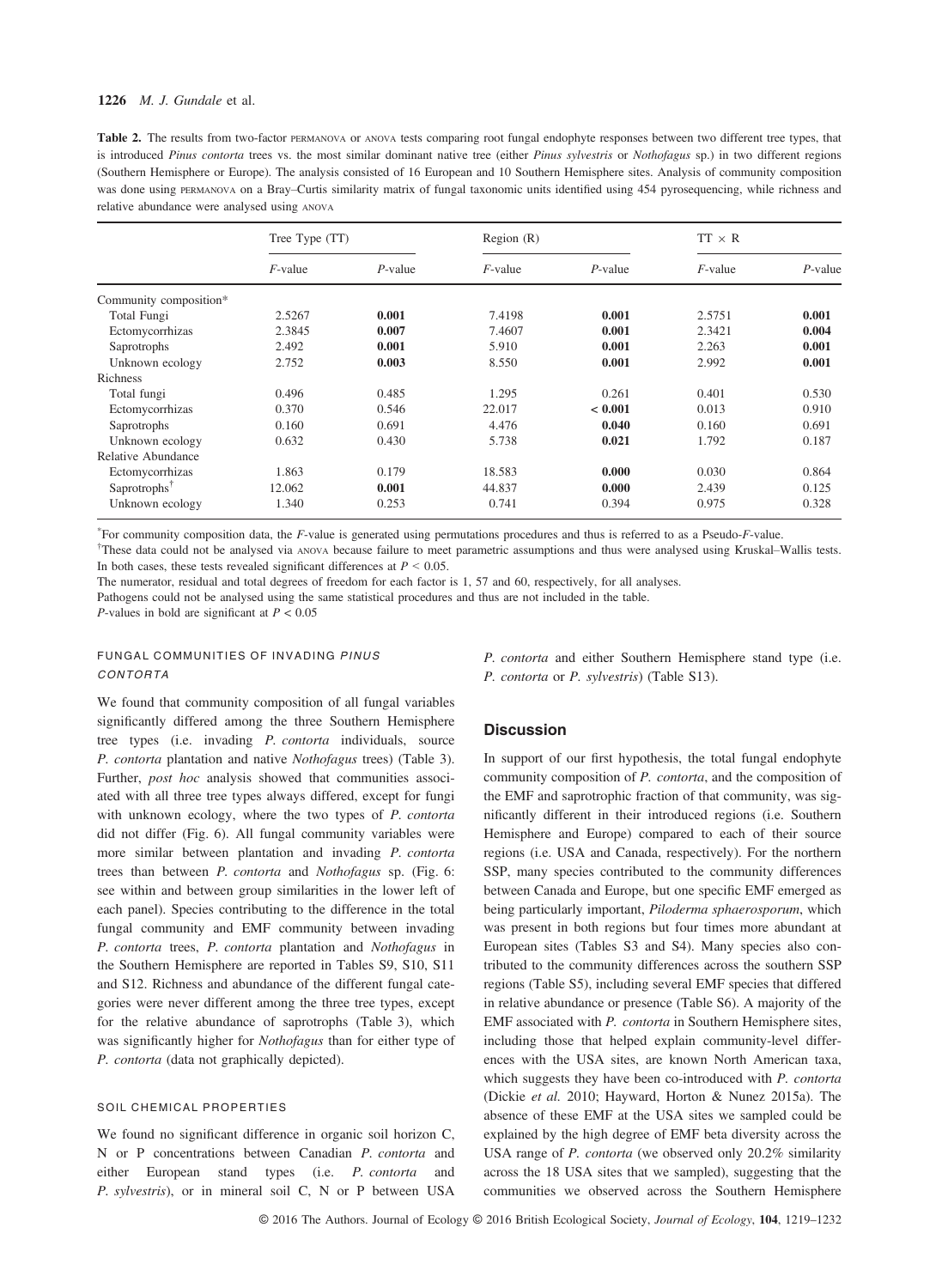**Table 2.** The results from two-factor PERMANOVA or ANOVA tests comparing root fungal endophyte responses between two different tree types, that is introduced *Pinus contorta* trees vs. the most similar dominant native tree (either *Pinus sylvestris* or *Nothofagus* sp.) in two different regions (Southern Hemisphere or Europe). The analysis consisted of 16 European and 10 Southern Hemisphere sites. Analysis of community composition was done using PERMANOVA on a Bray–Curtis similarity matrix of fungal taxonomic units identified using 454 pyrosequencing, while richness and relative abundance were analysed using ANOVA

| | Tree Type (TT) | | Region (R) | | TT × R | |
|---|---|---|---|---|---|---|
| | *F*-value | *P*-value | *F*-value | *P*-value | *F*-value | *P*-value |
| Community composition* | | | | | | |
| Total Fungi | 2.5267 | **0.001** | 7.4198 | **0.001** | 2.5751 | **0.001** |
| Ectomycorrhizas | 2.3845 | **0.007** | 7.4607 | **0.001** | 2.3421 | **0.004** |
| Saprotrophs | 2.492 | **0.001** | 5.910 | **0.001** | 2.263 | **0.001** |
| Unknown ecology | 2.752 | **0.003** | 8.550 | **0.001** | 2.992 | **0.001** |
| Richness | | | | | | |
| Total fungi | 0.496 | 0.485 | 1.295 | 0.261 | 0.401 | 0.530 |
| Ectomycorrhizas | 0.370 | 0.546 | 22.017 | **< 0.001** | 0.013 | 0.910 |
| Saprotrophs | 0.160 | 0.691 | 4.476 | **0.040** | 0.160 | 0.691 |
| Unknown ecology | 0.632 | 0.430 | 5.738 | **0.021** | 1.792 | 0.187 |
| Relative Abundance | | | | | | |
| Ectomycorrhizas | 1.863 | 0.179 | 18.583 | **0.000** | 0.030 | 0.864 |
| Saprotrophs† | 12.062 | **0.001** | 44.837 | **0.000** | 2.439 | 0.125 |
| Unknown ecology | 1.340 | 0.253 | 0.741 | 0.394 | 0.975 | 0.328 |

*For community composition data, the *F*-value is generated using permutations procedures and thus is referred to as a Pseudo-*F*-value.
†These data could not be analysed via ANOVA because failure to meet parametric assumptions and thus were analysed using Kruskal–Wallis tests. In both cases, these tests revealed significant differences at $P < 0.05$.
The numerator, residual and total degrees of freedom for each factor is 1, 57 and 60, respectively, for all analyses.
Pathogens could not be analysed using the same statistical procedures and thus are not included in the table.
*P*-values in bold are significant at $P < 0.05$

### FUNGAL COMMUNITIES OF INVADING *PINUS CONTORTA*

We found that community composition of all fungal variables significantly differed among the three Southern Hemisphere tree types (i.e. invading *P. contorta* individuals, source *P. contorta* plantation and native *Nothofagus* trees) (Table 3). Further, *post hoc* analysis showed that communities associated with all three tree types always differed, except for fungi with unknown ecology, where the two types of *P. contorta* did not differ (Fig. 6). All fungal community variables were more similar between plantation and invading *P. contorta* trees than between *P. contorta* and *Nothofagus* sp. (Fig. 6: see within and between group similarities in the lower left of each panel). Species contributing to the difference in the total fungal community and EMF community between invading *P. contorta* trees, *P. contorta* plantation and *Nothofagus* in the Southern Hemisphere are reported in Tables S9, S10, S11 and S12. Richness and abundance of the different fungal categories were never different among the three tree types, except for the relative abundance of saprotrophs (Table 3), which was significantly higher for *Nothofagus* than for either type of *P. contorta* (data not graphically depicted).

### SOIL CHEMICAL PROPERTIES

We found no significant difference in organic soil horizon C, N or P concentrations between Canadian *P. contorta* and either European stand types (i.e. *P. contorta* and *P. sylvestris*), or in mineral soil C, N or P between USA *P. contorta* and either Southern Hemisphere stand type (i.e. *P. contorta* or *P. sylvestris*) (Table S13).

## Discussion

In support of our first hypothesis, the total fungal endophyte community composition of *P. contorta*, and the composition of the EMF and saprotrophic fraction of that community, was significantly different in their introduced regions (i.e. Southern Hemisphere and Europe) compared to each of their source regions (i.e. USA and Canada, respectively). For the northern SSP, many species contributed to the community differences between Canada and Europe, but one specific EMF emerged as being particularly important, *Piloderma sphaerosporum*, which was present in both regions but four times more abundant at European sites (Tables S3 and S4). Many species also contributed to the community differences across the southern SSP regions (Table S5), including several EMF species that differed in relative abundance or presence (Table S6). A majority of the EMF associated with *P. contorta* in Southern Hemisphere sites, including those that helped explain community-level differences with the USA sites, are known North American taxa, which suggests they have been co-introduced with *P. contorta* (Dickie *et al.* 2010; Hayward, Horton & Nunez 2015a). The absence of these EMF at the USA sites we sampled could be explained by the high degree of EMF beta diversity across the USA range of *P. contorta* (we observed only 20.2% similarity across the 18 USA sites that we sampled), suggesting that the communities we observed across the Southern Hemisphere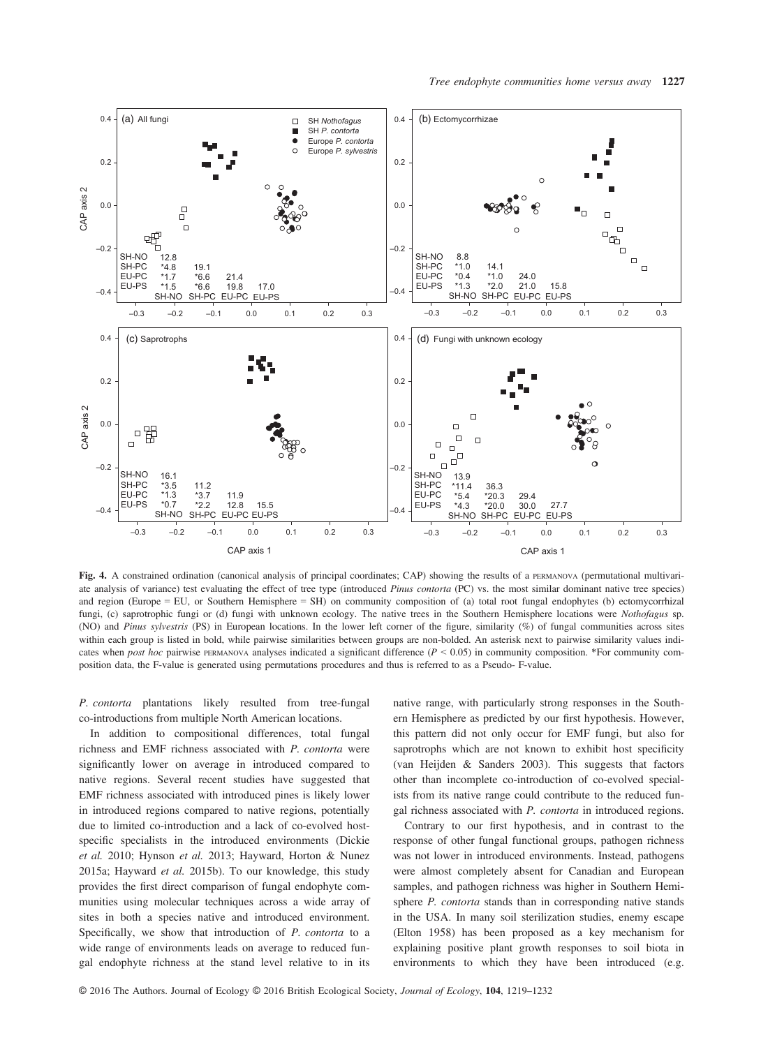**Fig. 4.** A constrained ordination (canonical analysis of principal coordinates; CAP) showing the results of a PERMANOVA (permutational multivariate analysis of variance) test evaluating the effect of tree type (introduced *Pinus contorta* (PC) vs. the most similar dominant native tree species) and region (Europe = EU, or Southern Hemisphere = SH) on community composition of (a) total root fungal endophytes (b) ectomycorrhizal fungi, (c) saprotrophic fungi or (d) fungi with unknown ecology. The native trees in the Southern Hemisphere locations were *Nothofagus* sp. (NO) and *Pinus sylvestris* (PS) in European locations. In the lower left corner of the figure, similarity (%) of fungal communities across sites within each group is listed in bold, while pairwise similarities between groups are non-bolded. An asterisk next to pairwise similarity values indicates when *post hoc* pairwise PERMANOVA analyses indicated a significant difference ($P < 0.05$) in community composition. *For community composition data, the F-value is generated using permutations procedures and thus is referred to as a Pseudo- F-value.

*P. contorta* plantations likely resulted from tree-fungal co-introductions from multiple North American locations.

In addition to compositional differences, total fungal richness and EMF richness associated with *P. contorta* were significantly lower on average in introduced compared to native regions. Several recent studies have suggested that EMF richness associated with introduced pines is likely lower in introduced regions compared to native regions, potentially due to limited co-introduction and a lack of co-evolved host-specific specialists in the introduced environments (Dickie *et al.* 2010; Hynson *et al.* 2013; Hayward, Horton & Nunez 2015a; Hayward *et al.* 2015b). To our knowledge, this study provides the first direct comparison of fungal endophyte communities using molecular techniques across a wide array of sites in both a species native and introduced environment. Specifically, we show that introduction of *P. contorta* to a wide range of environments leads on average to reduced fungal endophyte richness at the stand level relative to in its native range, with particularly strong responses in the Southern Hemisphere as predicted by our first hypothesis. However, this pattern did not only occur for EMF fungi, but also for saprotrophs which are not known to exhibit host specificity (van Heijden & Sanders 2003). This suggests that factors other than incomplete co-introduction of co-evolved specialists from its native range could contribute to the reduced fungal richness associated with *P. contorta* in introduced regions.

Contrary to our first hypothesis, and in contrast to the response of other fungal functional groups, pathogen richness was not lower in introduced environments. Instead, pathogens were almost completely absent for Canadian and European samples, and pathogen richness was higher in Southern Hemisphere *P. contorta* stands than in corresponding native stands in the USA. In many soil sterilization studies, enemy escape (Elton 1958) has been proposed as a key mechanism for explaining positive plant growth responses to soil biota in environments to which they have been introduced (e.g.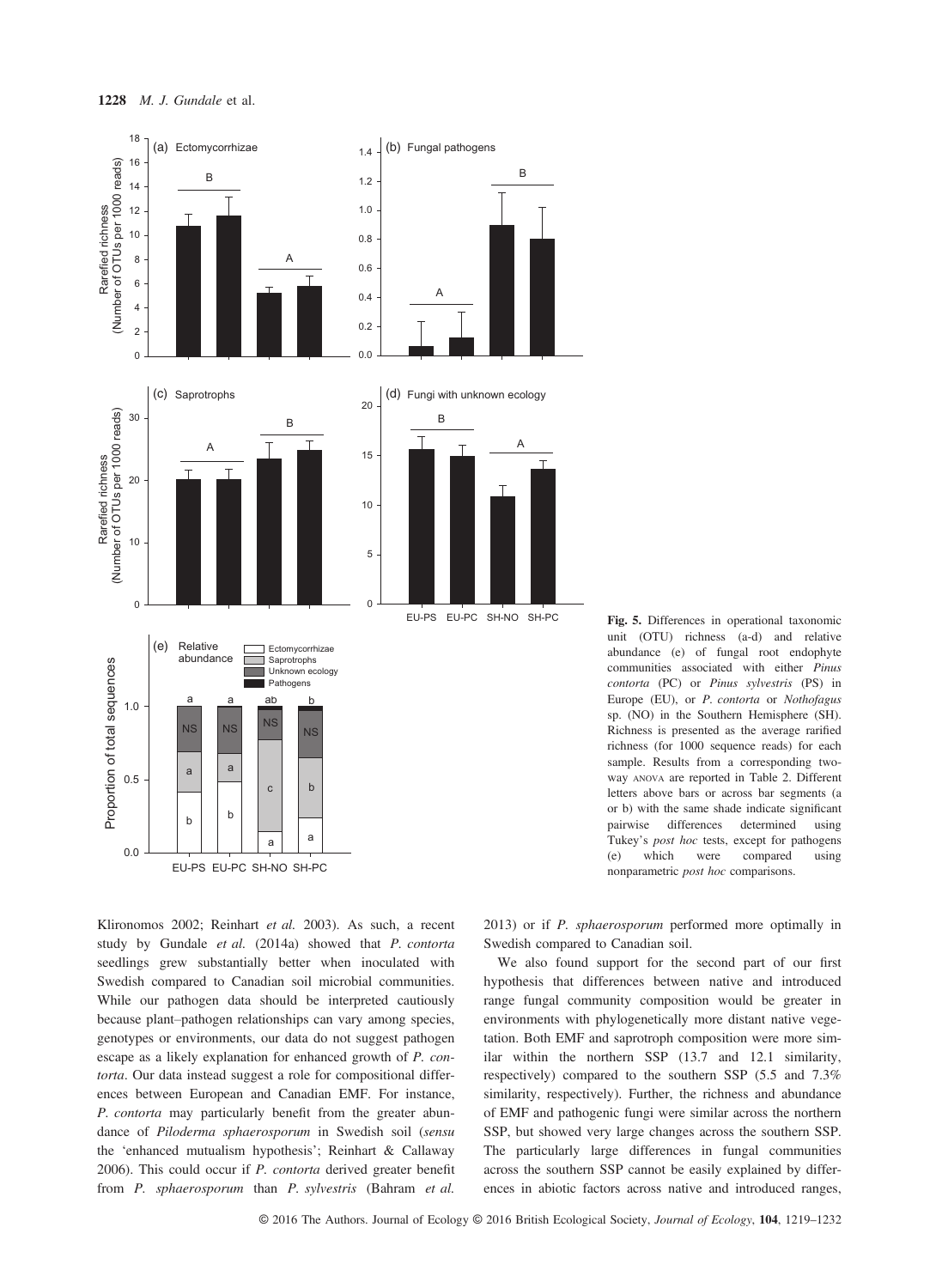**Fig. 5.** Differences in operational taxonomic unit (OTU) richness (a-d) and relative abundance (e) of fungal root endophyte communities associated with either *Pinus contorta* (PC) or *Pinus sylvestris* (PS) in Europe (EU), or *P. contorta* or *Nothofagus* sp. (NO) in the Southern Hemisphere (SH). Richness is presented as the average rarified richness (for 1000 sequence reads) for each sample. Results from a corresponding two-way ANOVA are reported in Table 2. Different letters above bars or across bar segments (a or b) with the same shade indicate significant pairwise differences determined using Tukey's *post hoc* tests, except for pathogens (e) which were compared using nonparametric *post hoc* comparisons.

Klironomos 2002; Reinhart *et al.* 2003). As such, a recent study by Gundale *et al.* (2014a) showed that *P. contorta* seedlings grew substantially better when inoculated with Swedish compared to Canadian soil microbial communities. While our pathogen data should be interpreted cautiously because plant–pathogen relationships can vary among species, genotypes or environments, our data do not suggest pathogen escape as a likely explanation for enhanced growth of *P. contorta*. Our data instead suggest a role for compositional differences between European and Canadian EMF. For instance, *P. contorta* may particularly benefit from the greater abundance of *Piloderma sphaerosporum* in Swedish soil (*sensu* the 'enhanced mutualism hypothesis'; Reinhart & Callaway 2006). This could occur if *P. contorta* derived greater benefit from *P. sphaerosporum* than *P. sylvestris* (Bahram *et al.* 2013) or if *P. sphaerosporum* performed more optimally in Swedish compared to Canadian soil.

We also found support for the second part of our first hypothesis that differences between native and introduced range fungal community composition would be greater in environments with phylogenetically more distant native vegetation. Both EMF and saprotroph composition were more similar within the northern SSP (13.7 and 12.1 similarity, respectively) compared to the southern SSP (5.5 and 7.3% similarity, respectively). Further, the richness and abundance of EMF and pathogenic fungi were similar across the northern SSP, but showed very large changes across the southern SSP. The particularly large differences in fungal communities across the southern SSP cannot be easily explained by differences in abiotic factors across native and introduced ranges,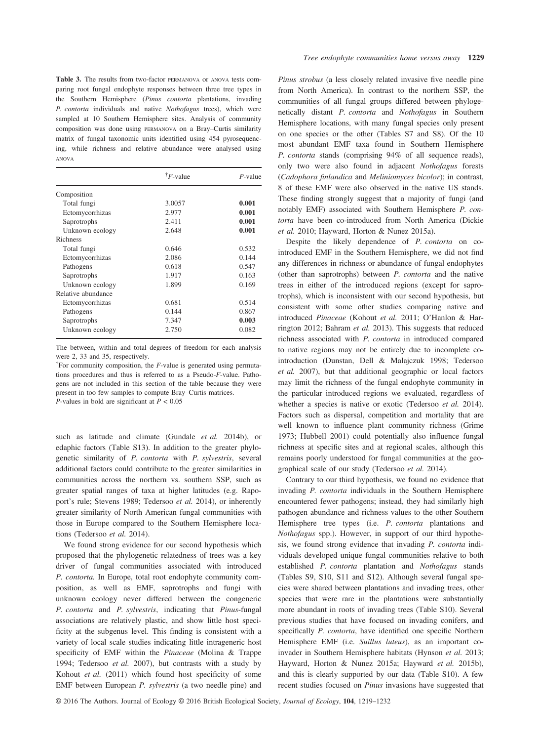**Table 3.** The results from two-factor PERMANOVA or ANOVA tests comparing root fungal endophyte responses between three tree types in the Southern Hemisphere (*Pinus contorta* plantations, invading *P. contorta* individuals and native *Nothofagus* trees), which were sampled at 10 Southern Hemisphere sites. Analysis of community composition was done using PERMANOVA on a Bray–Curtis similarity matrix of fungal taxonomic units identified using 454 pyrosequencing, while richness and relative abundance were analysed using ANOVA

| | †*F*-value | *P*-value |
|---|---|---|
| Composition | | |
| Total fungi | 3.0057 | **0.001** |
| Ectomycorrhizas | 2.977 | **0.001** |
| Saprotrophs | 2.411 | **0.001** |
| Unknown ecology | 2.648 | **0.001** |
| Richness | | |
| Total fungi | 0.646 | 0.532 |
| Ectomycorrhizas | 2.086 | 0.144 |
| Pathogens | 0.618 | 0.547 |
| Saprotrophs | 1.917 | 0.163 |
| Unknown ecology | 1.899 | 0.169 |
| Relative abundance | | |
| Ectomycorrhizas | 0.681 | 0.514 |
| Pathogens | 0.144 | 0.867 |
| Saprotrophs | 7.347 | **0.003** |
| Unknown ecology | 2.750 | 0.082 |

The between, within and total degrees of freedom for each analysis were 2, 33 and 35, respectively.

†For community composition, the *F*-value is generated using permutations procedures and thus is referred to as a Pseudo-*F*-value. Pathogens are not included in this section of the table because they were present in too few samples to compute Bray–Curtis matrices.

*P*-values in bold are significant at $P < 0.05$

such as latitude and climate (Gundale *et al.* 2014b), or edaphic factors (Table S13). In addition to the greater phylogenetic similarity of *P. contorta* with *P. sylvestris*, several additional factors could contribute to the greater similarities in communities across the northern vs. southern SSP, such as greater spatial ranges of taxa at higher latitudes (e.g. Rapoport's rule; Stevens 1989; Tedersoo *et al.* 2014), or inherently greater similarity of North American fungal communities with those in Europe compared to the Southern Hemisphere locations (Tedersoo *et al.* 2014).

We found strong evidence for our second hypothesis which proposed that the phylogenetic relatedness of trees was a key driver of fungal communities associated with introduced *P. contorta.* In Europe, total root endophyte community composition, as well as EMF, saprotrophs and fungi with unknown ecology never differed between the congeneric *P. contorta* and *P. sylvestris*, indicating that *Pinus*-fungal associations are relatively plastic, and show little host specificity at the subgenus level. This finding is consistent with a variety of local scale studies indicating little intrageneric host specificity of EMF within the *Pinaceae* (Molina & Trappe 1994; Tedersoo *et al.* 2007), but contrasts with a study by Kohout *et al.* (2011) which found host specificity of some EMF between European *P. sylvestris* (a two needle pine) and *Pinus strobus* (a less closely related invasive five needle pine from North America). In contrast to the northern SSP, the communities of all fungal groups differed between phylogenetically distant *P. contorta* and *Nothofagus* in Southern Hemisphere locations, with many fungal species only present on one species or the other (Tables S7 and S8). Of the 10 most abundant EMF taxa found in Southern Hemisphere *P. contorta* stands (comprising 94% of all sequence reads), only two were also found in adjacent *Nothofagus* forests (*Cadophora finlandica* and *Meliniomyces bicolor*); in contrast, 8 of these EMF were also observed in the native US stands. These finding strongly suggest that a majority of fungi (and notably EMF) associated with Southern Hemisphere *P. contorta* have been co-introduced from North America (Dickie *et al.* 2010; Hayward, Horton & Nunez 2015a).

Despite the likely dependence of *P. contorta* on co-introduced EMF in the Southern Hemisphere, we did not find any differences in richness or abundance of fungal endophytes (other than saprotrophs) between *P. contorta* and the native trees in either of the introduced regions (except for saprotrophs), which is inconsistent with our second hypothesis, but consistent with some other studies comparing native and introduced *Pinaceae* (Kohout *et al.* 2011; O'Hanlon & Harrington 2012; Bahram *et al.* 2013). This suggests that reduced richness associated with *P. contorta* in introduced compared to native regions may not be entirely due to incomplete co-introduction (Dunstan, Dell & Malajczuk 1998; Tedersoo *et al.* 2007), but that additional geographic or local factors may limit the richness of the fungal endophyte community in the particular introduced regions we evaluated, regardless of whether a species is native or exotic (Tedersoo *et al.* 2014). Factors such as dispersal, competition and mortality that are well known to influence plant community richness (Grime 1973; Hubbell 2001) could potentially also influence fungal richness at specific sites and at regional scales, although this remains poorly understood for fungal communities at the geographical scale of our study (Tedersoo *et al.* 2014).

Contrary to our third hypothesis, we found no evidence that invading *P. contorta* individuals in the Southern Hemisphere encountered fewer pathogens; instead, they had similarly high pathogen abundance and richness values to the other Southern Hemisphere tree types (i.e. *P. contorta* plantations and *Nothofagus* spp.). However, in support of our third hypothesis, we found strong evidence that invading *P. contorta* individuals developed unique fungal communities relative to both established *P. contorta* plantation and *Nothofagus* stands (Tables S9, S10, S11 and S12). Although several fungal species were shared between plantations and invading trees, other species that were rare in the plantations were substantially more abundant in roots of invading trees (Table S10). Several previous studies that have focused on invading conifers, and specifically *P. contorta*, have identified one specific Northern Hemisphere EMF (i.e. *Suillus luteus*), as an important co-invader in Southern Hemisphere habitats (Hynson *et al.* 2013; Hayward, Horton & Nunez 2015a; Hayward *et al.* 2015b), and this is clearly supported by our data (Table S10). A few recent studies focused on *Pinus* invasions have suggested that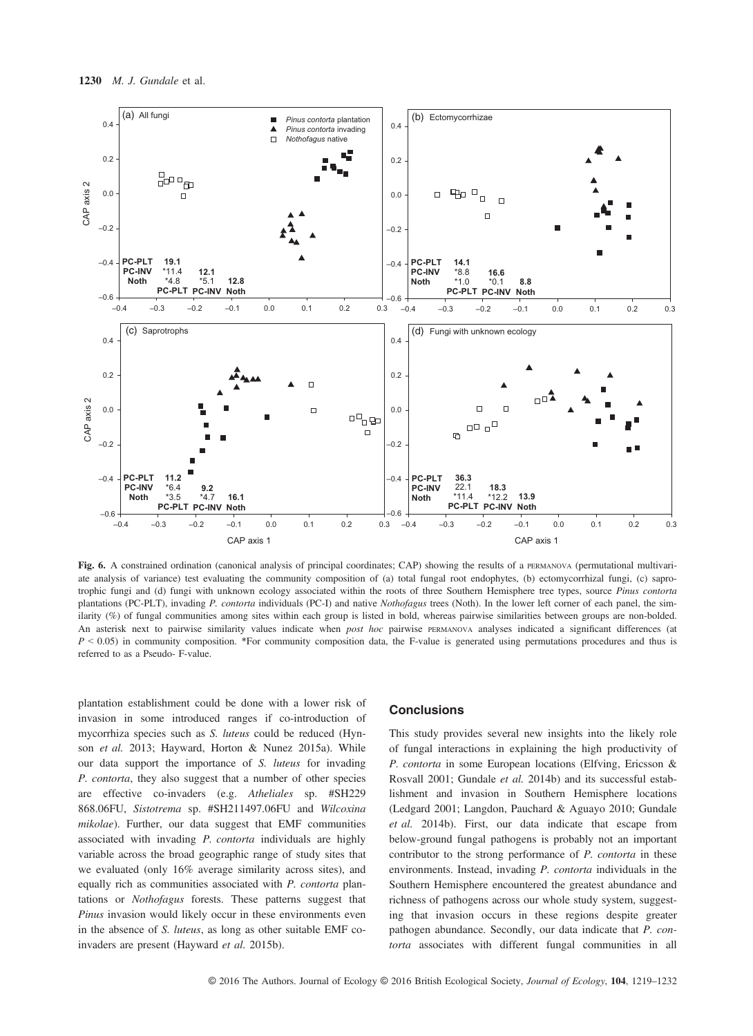Fig. 6. A constrained ordination (canonical analysis of principal coordinates; CAP) showing the results of a PERMANOVA (permutational multivariate analysis of variance) test evaluating the community composition of (a) total fungal root endophytes, (b) ectomycorrhizal fungi, (c) saprotrophic fungi and (d) fungi with unknown ecology associated within the roots of three Southern Hemisphere tree types, source *Pinus contorta* plantations (PC-PLT), invading *P. contorta* individuals (PC-I) and native *Nothofagus* trees (Noth). In the lower left corner of each panel, the similarity (%) of fungal communities among sites within each group is listed in bold, whereas pairwise similarities between groups are non-bolded. An asterisk next to pairwise similarity values indicate when *post hoc* pairwise PERMANOVA analyses indicated a significant differences (at $P < 0.05$) in community composition. *For community composition data, the F-value is generated using permutations procedures and thus is referred to as a Pseudo- F-value.

plantation establishment could be done with a lower risk of invasion in some introduced ranges if co-introduction of mycorrhiza species such as *S. luteus* could be reduced (Hynson *et al.* 2013; Hayward, Horton & Nunez 2015a). While our data support the importance of *S. luteus* for invading *P. contorta*, they also suggest that a number of other species are effective co-invaders (e.g. *Atheliales* sp. #SH229 868.06FU, *Sistotrema* sp. #SH211497.06FU and *Wilcoxina mikolae*). Further, our data suggest that EMF communities associated with invading *P. contorta* individuals are highly variable across the broad geographic range of study sites that we evaluated (only 16% average similarity across sites), and equally rich as communities associated with *P. contorta* plantations or *Nothofagus* forests. These patterns suggest that *Pinus* invasion would likely occur in these environments even in the absence of *S. luteus*, as long as other suitable EMF co-invaders are present (Hayward *et al.* 2015b).

## Conclusions

This study provides several new insights into the likely role of fungal interactions in explaining the high productivity of *P. contorta* in some European locations (Elfving, Ericsson & Rosvall 2001; Gundale *et al.* 2014b) and its successful establishment and invasion in Southern Hemisphere locations (Ledgard 2001; Langdon, Pauchard & Aguayo 2010; Gundale *et al.* 2014b). First, our data indicate that escape from below-ground fungal pathogens is probably not an important contributor to the strong performance of *P. contorta* in these environments. Instead, invading *P. contorta* individuals in the Southern Hemisphere encountered the greatest abundance and richness of pathogens across our whole study system, suggesting that invasion occurs in these regions despite greater pathogen abundance. Secondly, our data indicate that *P. contorta* associates with different fungal communities in all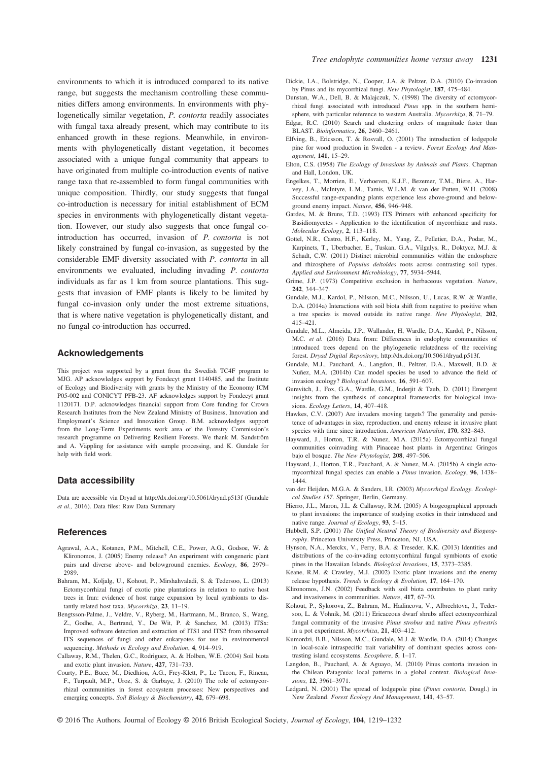environments to which it is introduced compared to its native range, but suggests the mechanism controlling these communities differs among environments. In environments with phylogenetically similar vegetation, *P. contorta* readily associates with fungal taxa already present, which may contribute to its enhanced growth in these regions. Meanwhile, in environments with phylogenetically distant vegetation, it becomes associated with a unique fungal community that appears to have originated from multiple co-introduction events of native range taxa that re-assembled to form fungal communities with unique composition. Thirdly, our study suggests that fungal co-introduction is necessary for initial establishment of ECM species in environments with phylogenetically distant vegetation. However, our study also suggests that once fungal co-introduction has occurred, invasion of *P. contorta* is not likely constrained by fungal co-invasion, as suggested by the considerable EMF diversity associated with *P. contorta* in all environments we evaluated, including invading *P. contorta* individuals as far as 1 km from source plantations. This suggests that invasion of EMF plants is likely to be limited by fungal co-invasion only under the most extreme situations, that is where native vegetation is phylogenetically distant, and no fungal co-introduction has occurred.

## Acknowledgements

This project was supported by a grant from the Swedish TC4F program to MJG. AP acknowledges support by Fondecyt grant 1140485, and the Institute of Ecology and Biodiversity with grants by the Ministry of the Economy ICM P05-002 and CONICYT PFB-23. AF acknowledges support by Fondecyt grant 1120171. D.P. acknowledges financial support from Core funding for Crown Research Institutes from the New Zealand Ministry of Business, Innovation and Employment's Science and Innovation Group. B.M. acknowledges support from the Long-Term Experiments work area of the Forestry Commission's research programme on Delivering Resilient Forests. We thank M. Sandström and A. Väppling for assistance with sample processing, and K. Gundale for help with field work.

## Data accessibility

Data are accessible via Dryad at http://dx.doi.org/10.5061/dryad.p513f (Gundale *et al.*, 2016). Data files: Raw Data Summary

## References

Agrawal, A.A., Kotanen, P.M., Mitchell, C.E., Power, A.G., Godsoe, W. & Klironomos, J. (2005) Enemy release? An experiment with congeneric plant pairs and diverse above- and belowground enemies. *Ecology*, **86**, 2979–2989.

Bahram, M., Koljalg, U., Kohout, P., Mirshahvaladi, S. & Tedersoo, L. (2013) Ectomycorrhizal fungi of exotic pine plantations in relation to native host trees in Iran: evidence of host range expansion by local symbionts to distantly related host taxa. *Mycorrhiza*, **23**, 11–19.

Bengtsson-Palme, J., Veldre, V., Ryberg, M., Hartmann, M., Branco, S., Wang, Z., Godhe, A., Bertrand, Y., De Wit, P. & Sanchez, M. (2013) ITSx: Improved software detection and extraction of ITS1 and ITS2 from ribosomal ITS sequences of fungi and other eukaryotes for use in environmental sequencing. *Methods in Ecology and Evolution*, **4**, 914–919.

Callaway, R.M., Thelen, G.C., Rodriguez, A. & Holben, W.E. (2004) Soil biota and exotic plant invasion. *Nature*, **427**, 731–733.

Courty, P.E., Buee, M., Diedhiou, A.G., Frey-Klett, P., Le Tacon, F., Rineau, F., Turpault, M.P., Uroz, S. & Garbaye, J. (2010) The role of ectomycorrhizal communities in forest ecosystem processes: New perspectives and emerging concepts. *Soil Biology & Biochemistry*, **42**, 679–698.

Dickie, I.A., Bolstridge, N., Cooper, J.A. & Peltzer, D.A. (2010) Co-invasion by Pinus and its mycorrhizal fungi. *New Phytologist*, **187**, 475–484.

Dunstan, W.A., Dell, B. & Malajczuk, N. (1998) The diversity of ectomycorrhizal fungi associated with introduced *Pinus* spp. in the southern hemisphere, with particular reference to western Australia. *Mycorrhiza*, **8**, 71–79.

Edgar, R.C. (2010) Search and clustering orders of magnitude faster than BLAST. *Bioinformatics*, **26**, 2460–2461.

Elfving, B., Ericsson, T. & Rosvall, O. (2001) The introduction of lodgepole pine for wood production in Sweden - a review. *Forest Ecology And Management*, **141**, 15–29.

Elton, C.S. (1958) *The Ecology of Invasions by Animals and Plants*. Chapman and Hall, London, UK.

Engelkes, T., Morrien, E., Verhoeven, K.J.F., Bezemer, T.M., Biere, A., Harvey, J.A., McIntyre, L.M., Tamis, W.L.M. & van der Putten, W.H. (2008) Successful range-expanding plants experience less above-ground and below-ground enemy impact. *Nature*, **456**, 946–948.

Gardes, M. & Bruns, T.D. (1993) ITS Primers with enhanced specificity for Basidiomycetes - Application to the identification of mycorrhizae and rusts. *Molecular Ecology*, **2**, 113–118.

Gottel, N.R., Castro, H.F., Kerley, M., Yang, Z., Pelletier, D.A., Podar, M., Karpinets, T., Uberbacher, E., Tuskan, G.A., Vilgalys, R., Doktycz, M.J. & Schadt, C.W. (2011) Distinct microbial communities within the endosphere and rhizosphere of *Populus deltoides* roots across contrasting soil types. *Applied and Environment Microbiology*, **77**, 5934–5944.

Grime, J.P. (1973) Competitive exclusion in herbaceous vegetation. *Nature*, **242**, 344–347.

Gundale, M.J., Kardol, P., Nilsson, M.C., Nilsson, U., Lucas, R.W. & Wardle, D.A. (2014a) Interactions with soil biota shift from negative to positive when a tree species is moved outside its native range. *New Phytologist*, **202**, 415–421.

Gundale, M.L., Almeida, J.P., Wallander, H, Wardle, D.A., Kardol, P., Nilsson, M.C. *et al.* (2016) Data from: Differences in endophyte communities of introduced trees depend on the phylogenetic relatedness of the receiving forest. *Dryad Digital Repository*, http://dx.doi.org/10.5061/dryad.p513f.

Gundale, M.J., Pauchard, A., Langdon, B., Peltzer, D.A., Maxwell, B.D. & Nuñez, M.A. (2014b) Can model species be used to advance the field of invasion ecology? *Biological Invasions*, **16**, 591–607.

Gurevitch, J., Fox, G.A., Wardle, G.M., Inderjit & Taub, D. (2011) Emergent insights from the synthesis of conceptual frameworks for biological invasions. *Ecology Letters*, **14**, 407–418.

Hawkes, C.V. (2007) Are invaders moving targets? The generality and persistence of advantages in size, reproduction, and enemy release in invasive plant species with time since introduction. *American Naturalist*, **170**, 832–843.

Hayward, J., Horton, T.R. & Nunez, M.A. (2015a) Ectomycorrhizal fungal communities coinvading with Pinaceae host plants in Argentina: Gringos bajo el bosque. *The New Phytologist*, **208**, 497–506.

Hayward, J., Horton, T.R., Pauchard, A. & Nunez, M.A. (2015b) A single ectomycorrhizal fungal species can enable a *Pinus* invasion. *Ecology*, **96**, 1438–1444.

van der Heijden, M.G.A. & Sanders, I.R. (2003) *Mycorrhizal Ecology. Ecological Studies 157*. Springer, Berlin, Germany.

Hierro, J.L., Maron, J.L. & Callaway, R.M. (2005) A biogeographical approach to plant invasions: the importance of studying exotics in their introduced and native range. *Journal of Ecology*, **93**, 5–15.

Hubbell, S.P. (2001) *The Unified Neutral Theory of Biodiversity and Biogeography*. Princeton University Press, Princeton, NJ, USA.

Hynson, N.A., Merckx, V., Perry, B.A. & Treseder, K.K. (2013) Identities and distributions of the co-invading ectomycorrhizal fungal symbionts of exotic pines in the Hawaiian Islands. *Biological Invasions*, **15**, 2373–2385.

Keane, R.M. & Crawley, M.J. (2002) Exotic plant invasions and the enemy release hypothesis. *Trends in Ecology & Evolution*, **17**, 164–170.

Klironomos, J.N. (2002) Feedback with soil biota contributes to plant rarity and invasiveness in communities. *Nature*, **417**, 67–70.

Kohout, P., Sykorova, Z., Bahram, M., Hadincova, V., Albrechtova, J., Tedersoo, L. & Vohnik, M. (2011) Ericaceous dwarf shrubs affect ectomycorrhizal fungal community of the invasive *Pinus strobus* and native *Pinus sylvestris* in a pot experiment. *Mycorrhiza*, **21**, 403–412.

Kumordzi, B.B., Nilsson, M.C., Gundale, M.J. & Wardle, D.A. (2014) Changes in local-scale intraspecific trait variability of dominant species across contrasting island ecosystems. *Ecosphere*, **5**, 1–17.

Langdon, B., Pauchard, A. & Aguayo, M. (2010) Pinus contorta invasion in the Chilean Patagonia: local patterns in a global context. *Biological Invasions*, **12**, 3961–3971.

Ledgard, N. (2001) The spread of lodgepole pine (*Pinus contorta*, Dougl.) in New Zealand. *Forest Ecology And Management*, **141**, 43–57.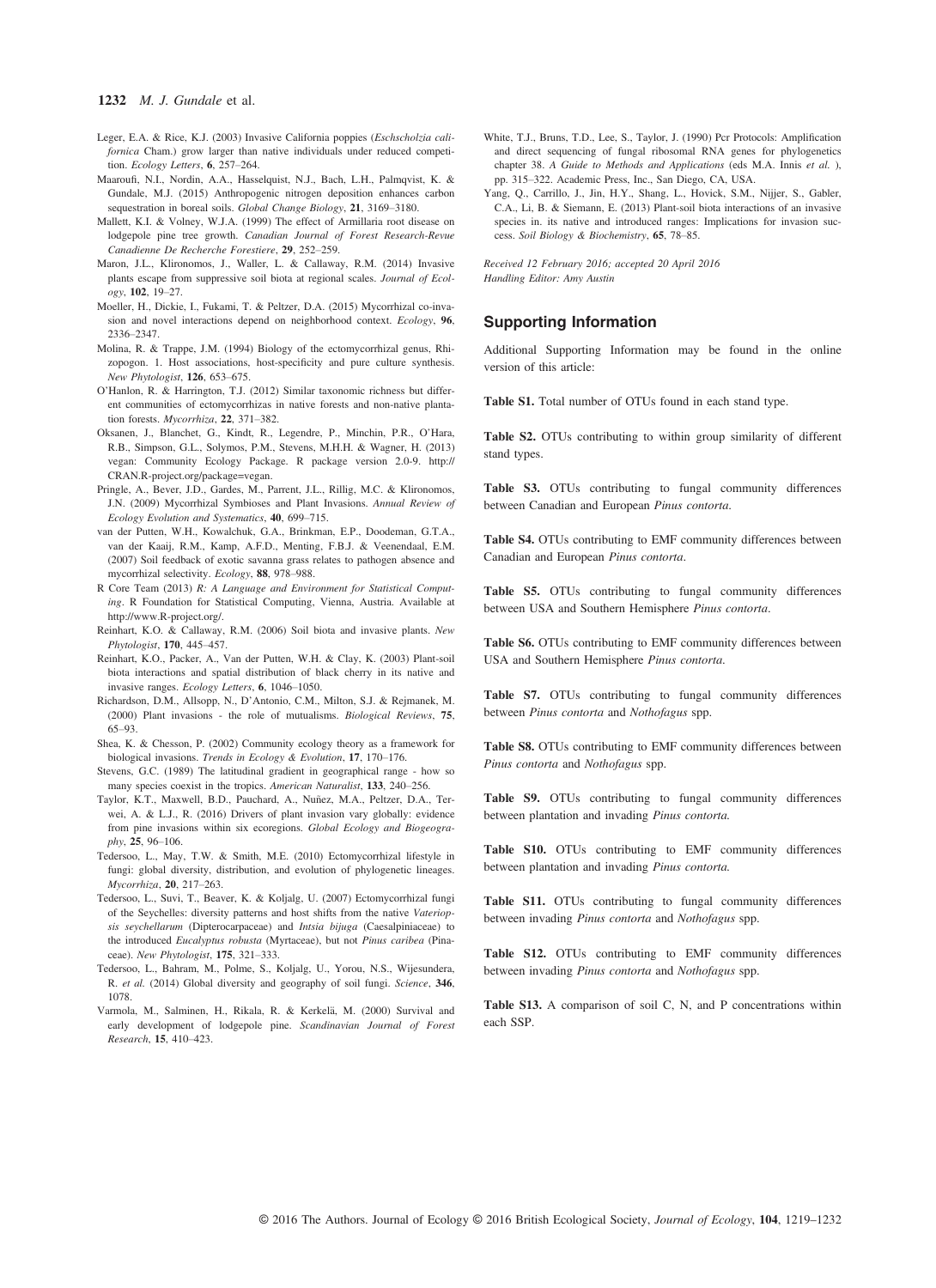Leger, E.A. & Rice, K.J. (2003) Invasive California poppies (*Eschscholzia californica* Cham.) grow larger than native individuals under reduced competition. *Ecology Letters*, **6**, 257–264.

Maaroufi, N.I., Nordin, A.A., Hasselquist, N.J., Bach, L.H., Palmqvist, K. & Gundale, M.J. (2015) Anthropogenic nitrogen deposition enhances carbon sequestration in boreal soils. *Global Change Biology*, **21**, 3169–3180.

Mallett, K.I. & Volney, W.J.A. (1999) The effect of Armillaria root disease on lodgepole pine tree growth. *Canadian Journal of Forest Research-Revue Canadienne De Recherche Forestiere*, **29**, 252–259.

Maron, J.L., Klironomos, J., Waller, L. & Callaway, R.M. (2014) Invasive plants escape from suppressive soil biota at regional scales. *Journal of Ecology*, **102**, 19–27.

Moeller, H., Dickie, I., Fukami, T. & Peltzer, D.A. (2015) Mycorrhizal co-invasion and novel interactions depend on neighborhood context. *Ecology*, **96**, 2336–2347.

Molina, R. & Trappe, J.M. (1994) Biology of the ectomycorrhizal genus, Rhizopogon. 1. Host associations, host-specificity and pure culture synthesis. *New Phytologist*, **126**, 653–675.

O'Hanlon, R. & Harrington, T.J. (2012) Similar taxonomic richness but different communities of ectomycorrhizas in native forests and non-native plantation forests. *Mycorrhiza*, **22**, 371–382.

Oksanen, J., Blanchet, G., Kindt, R., Legendre, P., Minchin, P.R., O'Hara, R.B., Simpson, G.L., Solymos, P.M., Stevens, M.H.H. & Wagner, H. (2013) vegan: Community Ecology Package. R package version 2.0-9. http://CRAN.R-project.org/package=vegan.

Pringle, A., Bever, J.D., Gardes, M., Parrent, J.L., Rillig, M.C. & Klironomos, J.N. (2009) Mycorrhizal Symbioses and Plant Invasions. *Annual Review of Ecology Evolution and Systematics*, **40**, 699–715.

van der Putten, W.H., Kowalchuk, G.A., Brinkman, E.P., Doodeman, G.T.A., van der Kaaij, R.M., Kamp, A.F.D., Menting, F.B.J. & Veenendaal, E.M. (2007) Soil feedback of exotic savanna grass relates to pathogen absence and mycorrhizal selectivity. *Ecology*, **88**, 978–988.

R Core Team (2013) *R: A Language and Environment for Statistical Computing*. R Foundation for Statistical Computing, Vienna, Austria. Available at http://www.R-project.org/.

Reinhart, K.O. & Callaway, R.M. (2006) Soil biota and invasive plants. *New Phytologist*, **170**, 445–457.

Reinhart, K.O., Packer, A., Van der Putten, W.H. & Clay, K. (2003) Plant-soil biota interactions and spatial distribution of black cherry in its native and invasive ranges. *Ecology Letters*, **6**, 1046–1050.

Richardson, D.M., Allsopp, N., D'Antonio, C.M., Milton, S.J. & Rejmanek, M. (2000) Plant invasions - the role of mutualisms. *Biological Reviews*, **75**, 65–93.

Shea, K. & Chesson, P. (2002) Community ecology theory as a framework for biological invasions. *Trends in Ecology & Evolution*, **17**, 170–176.

Stevens, G.C. (1989) The latitudinal gradient in geographical range - how so many species coexist in the tropics. *American Naturalist*, **133**, 240–256.

Taylor, K.T., Maxwell, B.D., Pauchard, A., Nuñez, M.A., Peltzer, D.A., Terwei, A. & L.J., R. (2016) Drivers of plant invasion vary globally: evidence from pine invasions within six ecoregions. *Global Ecology and Biogeography*, **25**, 96–106.

Tedersoo, L., May, T.W. & Smith, M.E. (2010) Ectomycorrhizal lifestyle in fungi: global diversity, distribution, and evolution of phylogenetic lineages. *Mycorrhiza*, **20**, 217–263.

Tedersoo, L., Suvi, T., Beaver, K. & Koljalg, U. (2007) Ectomycorrhizal fungi of the Seychelles: diversity patterns and host shifts from the native *Vateriopsis seychellarum* (Dipterocarpaceae) and *Intsia bijuga* (Caesalpiniaceae) to the introduced *Eucalyptus robusta* (Myrtaceae), but not *Pinus caribea* (Pinaceae). *New Phytologist*, **175**, 321–333.

Tedersoo, L., Bahram, M., Polme, S., Koljalg, U., Yorou, N.S., Wijesundera, R. *et al.* (2014) Global diversity and geography of soil fungi. *Science*, **346**, 1078.

Varmola, M., Salminen, H., Rikala, R. & Kerkelä, M. (2000) Survival and early development of lodgepole pine. *Scandinavian Journal of Forest Research*, **15**, 410–423.

White, T.J., Bruns, T.D., Lee, S., Taylor, J. (1990) Pcr Protocols: Amplification and direct sequencing of fungal ribosomal RNA genes for phylogenetics chapter 38. *A Guide to Methods and Applications* (eds M.A. Innis *et al.* ), pp. 315–322. Academic Press, Inc., San Diego, CA, USA.

Yang, Q., Carrillo, J., Jin, H.Y., Shang, L., Hovick, S.M., Nijjer, S., Gabler, C.A., Li, B. & Siemann, E. (2013) Plant-soil biota interactions of an invasive species in. its native and introduced ranges: Implications for invasion success. *Soil Biology & Biochemistry*, **65**, 78–85.

*Received 12 February 2016; accepted 20 April 2016*
*Handling Editor: Amy Austin*

## Supporting Information

Additional Supporting Information may be found in the online version of this article:

**Table S1.** Total number of OTUs found in each stand type.

**Table S2.** OTUs contributing to within group similarity of different stand types.

**Table S3.** OTUs contributing to fungal community differences between Canadian and European *Pinus contorta*.

**Table S4.** OTUs contributing to EMF community differences between Canadian and European *Pinus contorta*.

**Table S5.** OTUs contributing to fungal community differences between USA and Southern Hemisphere *Pinus contorta*.

**Table S6.** OTUs contributing to EMF community differences between USA and Southern Hemisphere *Pinus contorta*.

**Table S7.** OTUs contributing to fungal community differences between *Pinus contorta* and *Nothofagus* spp.

**Table S8.** OTUs contributing to EMF community differences between *Pinus contorta* and *Nothofagus* spp.

**Table S9.** OTUs contributing to fungal community differences between plantation and invading *Pinus contorta.*

**Table S10.** OTUs contributing to EMF community differences between plantation and invading *Pinus contorta.*

**Table S11.** OTUs contributing to fungal community differences between invading *Pinus contorta* and *Nothofagus* spp.

**Table S12.** OTUs contributing to EMF community differences between invading *Pinus contorta* and *Nothofagus* spp.

**Table S13.** A comparison of soil C, N, and P concentrations within each SSP.